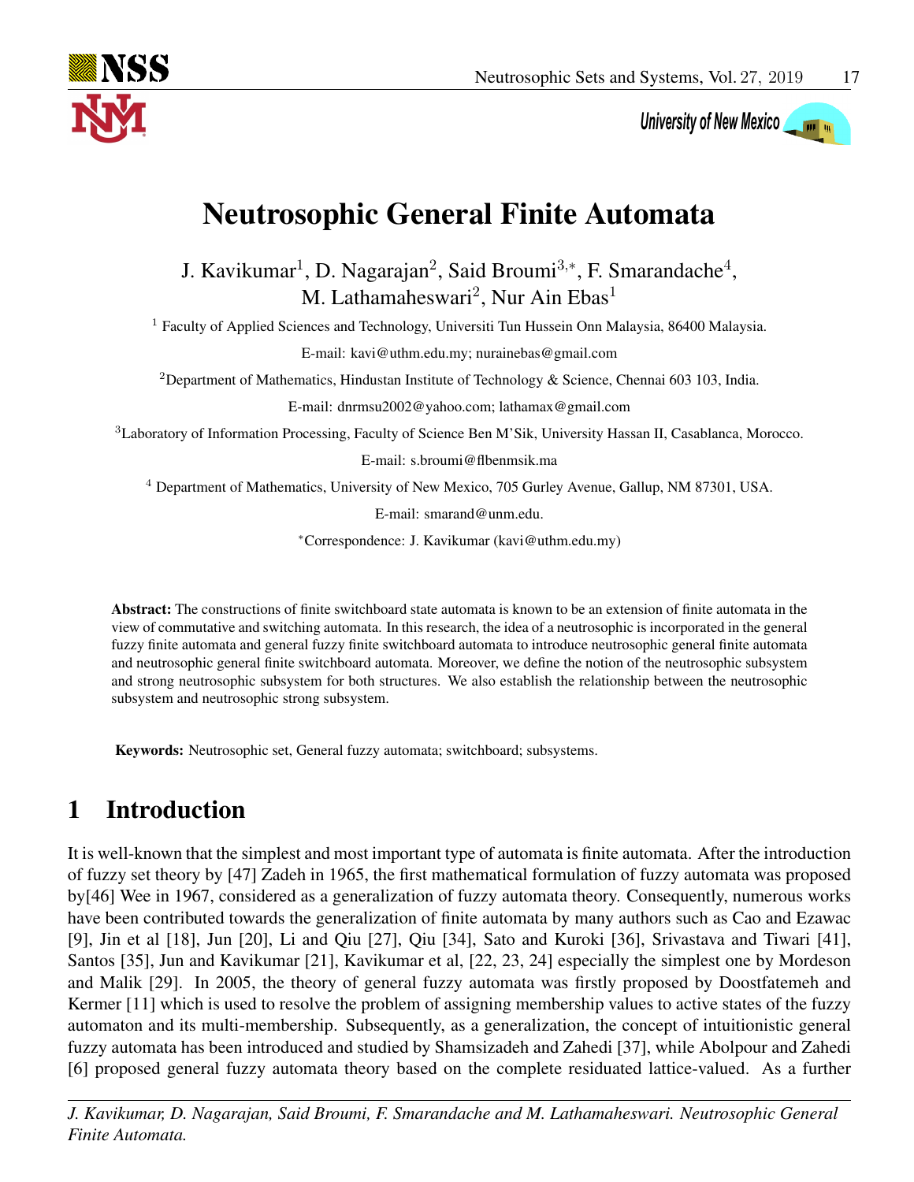# Neutrosophic General Finite Automata

J. Kavikumar[1], D. Nagarajan[2], Said Broumi[3,*], F. Smarandache[4], M. Lathamaheswari[2], Nur Ain Ebas[1]

[1] Faculty of Applied Sciences and Technology, Universiti Tun Hussein Onn Malaysia, 86400 Malaysia.

E-mail: kavi@uthm.edu.my; nurainebas@gmail.com

[2] Department of Mathematics, Hindustan Institute of Technology & Science, Chennai 603 103, India.

E-mail: dnrmsu2002@yahoo.com; lathamax@gmail.com

[3] Laboratory of Information Processing, Faculty of Science Ben M'Sik, University Hassan II, Casablanca, Morocco.

E-mail: s.broumi@flbenmsik.ma

[4] Department of Mathematics, University of New Mexico, 705 Gurley Avenue, Gallup, NM 87301, USA.

E-mail: smarand@unm.edu.

[*] Correspondence: J. Kavikumar (kavi@uthm.edu.my)

**Abstract:** The constructions of finite switchboard state automata is known to be an extension of finite automata in the view of commutative and switching automata. In this research, the idea of a neutrosophic is incorporated in the general fuzzy finite automata and general fuzzy finite switchboard automata to introduce neutrosophic general finite automata and neutrosophic general finite switchboard automata. Moreover, we define the notion of the neutrosophic subsystem and strong neutrosophic subsystem for both structures. We also establish the relationship between the neutrosophic subsystem and neutrosophic strong subsystem.

**Keywords:** Neutrosophic set, General fuzzy automata; switchboard; subsystems.

## 1 Introduction

It is well-known that the simplest and most important type of automata is finite automata. After the introduction of fuzzy set theory by [47] Zadeh in 1965, the first mathematical formulation of fuzzy automata was proposed by[46] Wee in 1967, considered as a generalization of fuzzy automata theory. Consequently, numerous works have been contributed towards the generalization of finite automata by many authors such as Cao and Ezawac [9], Jin et al [18], Jun [20], Li and Qiu [27], Qiu [34], Sato and Kuroki [36], Srivastava and Tiwari [41], Santos [35], Jun and Kavikumar [21], Kavikumar et al, [22, 23, 24] especially the simplest one by Mordeson and Malik [29]. In 2005, the theory of general fuzzy automata was firstly proposed by Doostfatemeh and Kermer [11] which is used to resolve the problem of assigning membership values to active states of the fuzzy automaton and its multi-membership. Subsequently, as a generalization, the concept of intuitionistic general fuzzy automata has been introduced and studied by Shamsizadeh and Zahedi [37], while Abolpour and Zahedi [6] proposed general fuzzy automata theory based on the complete residuated lattice-valued. As a further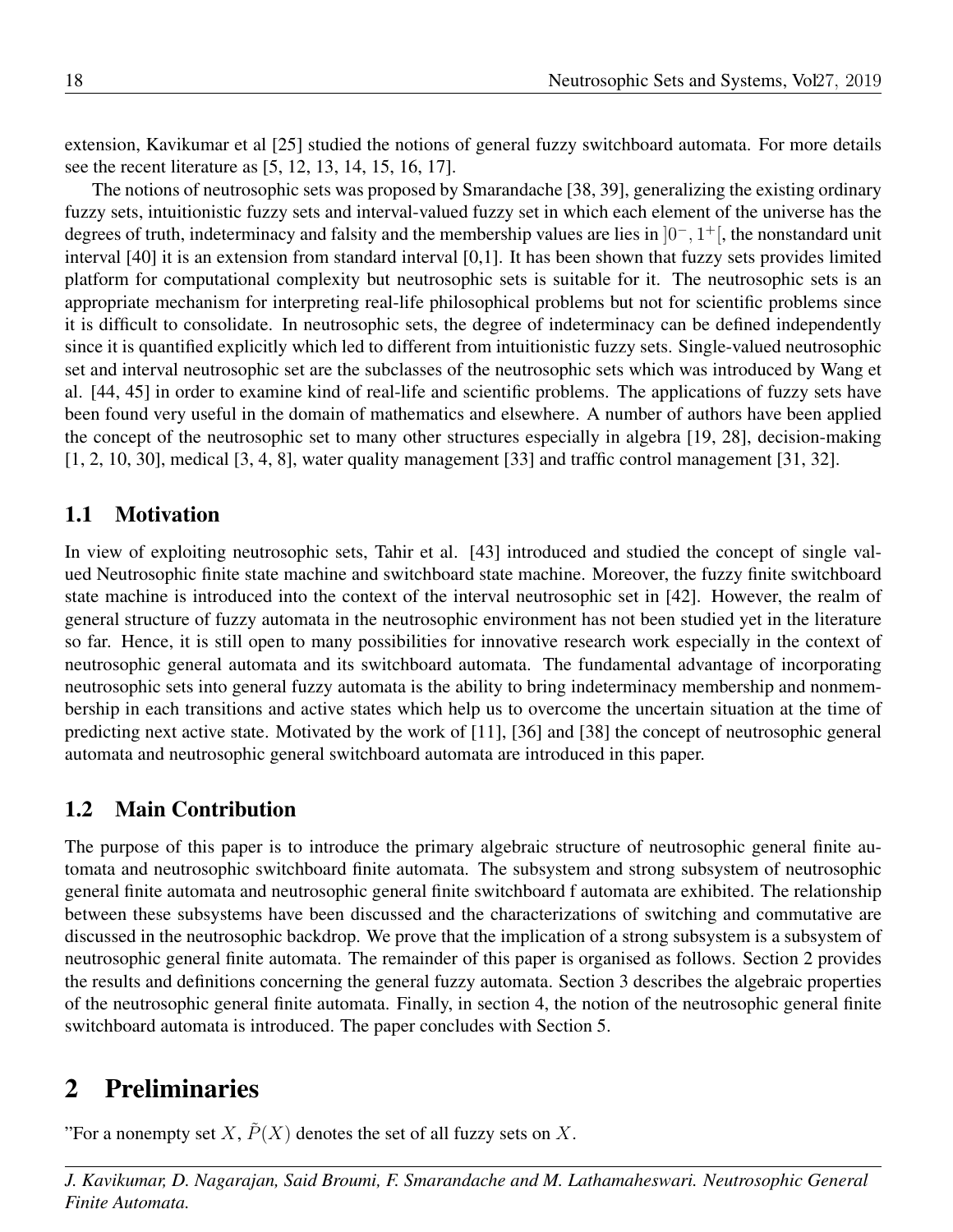extension, Kavikumar et al [25] studied the notions of general fuzzy switchboard automata. For more details see the recent literature as [5, 12, 13, 14, 15, 16, 17].

The notions of neutrosophic sets was proposed by Smarandache [38, 39], generalizing the existing ordinary fuzzy sets, intuitionistic fuzzy sets and interval-valued fuzzy set in which each element of the universe has the degrees of truth, indeterminacy and falsity and the membership values are lies in $]0^-, 1^+[$, the nonstandard unit interval [40] it is an extension from standard interval [0,1]. It has been shown that fuzzy sets provides limited platform for computational complexity but neutrosophic sets is suitable for it. The neutrosophic sets is an appropriate mechanism for interpreting real-life philosophical problems but not for scientific problems since it is difficult to consolidate. In neutrosophic sets, the degree of indeterminacy can be defined independently since it is quantified explicitly which led to different from intuitionistic fuzzy sets. Single-valued neutrosophic set and interval neutrosophic set are the subclasses of the neutrosophic sets which was introduced by Wang et al. [44, 45] in order to examine kind of real-life and scientific problems. The applications of fuzzy sets have been found very useful in the domain of mathematics and elsewhere. A number of authors have been applied the concept of the neutrosophic set to many other structures especially in algebra [19, 28], decision-making [1, 2, 10, 30], medical [3, 4, 8], water quality management [33] and traffic control management [31, 32].

## 1.1 Motivation

In view of exploiting neutrosophic sets, Tahir et al. [43] introduced and studied the concept of single valued Neutrosophic finite state machine and switchboard state machine. Moreover, the fuzzy finite switchboard state machine is introduced into the context of the interval neutrosophic set in [42]. However, the realm of general structure of fuzzy automata in the neutrosophic environment has not been studied yet in the literature so far. Hence, it is still open to many possibilities for innovative research work especially in the context of neutrosophic general automata and its switchboard automata. The fundamental advantage of incorporating neutrosophic sets into general fuzzy automata is the ability to bring indeterminacy membership and nonmembership in each transitions and active states which help us to overcome the uncertain situation at the time of predicting next active state. Motivated by the work of [11], [36] and [38] the concept of neutrosophic general automata and neutrosophic general switchboard automata are introduced in this paper.

## 1.2 Main Contribution

The purpose of this paper is to introduce the primary algebraic structure of neutrosophic general finite automata and neutrosophic switchboard finite automata. The subsystem and strong subsystem of neutrosophic general finite automata and neutrosophic general finite switchboard f automata are exhibited. The relationship between these subsystems have been discussed and the characterizations of switching and commutative are discussed in the neutrosophic backdrop. We prove that the implication of a strong subsystem is a subsystem of neutrosophic general finite automata. The remainder of this paper is organised as follows. Section 2 provides the results and definitions concerning the general fuzzy automata. Section 3 describes the algebraic properties of the neutrosophic general finite automata. Finally, in section 4, the notion of the neutrosophic general finite switchboard automata is introduced. The paper concludes with Section 5.

# 2 Preliminaries

"For a nonempty set $X$, $\tilde{P}(X)$ denotes the set of all fuzzy sets on $X$.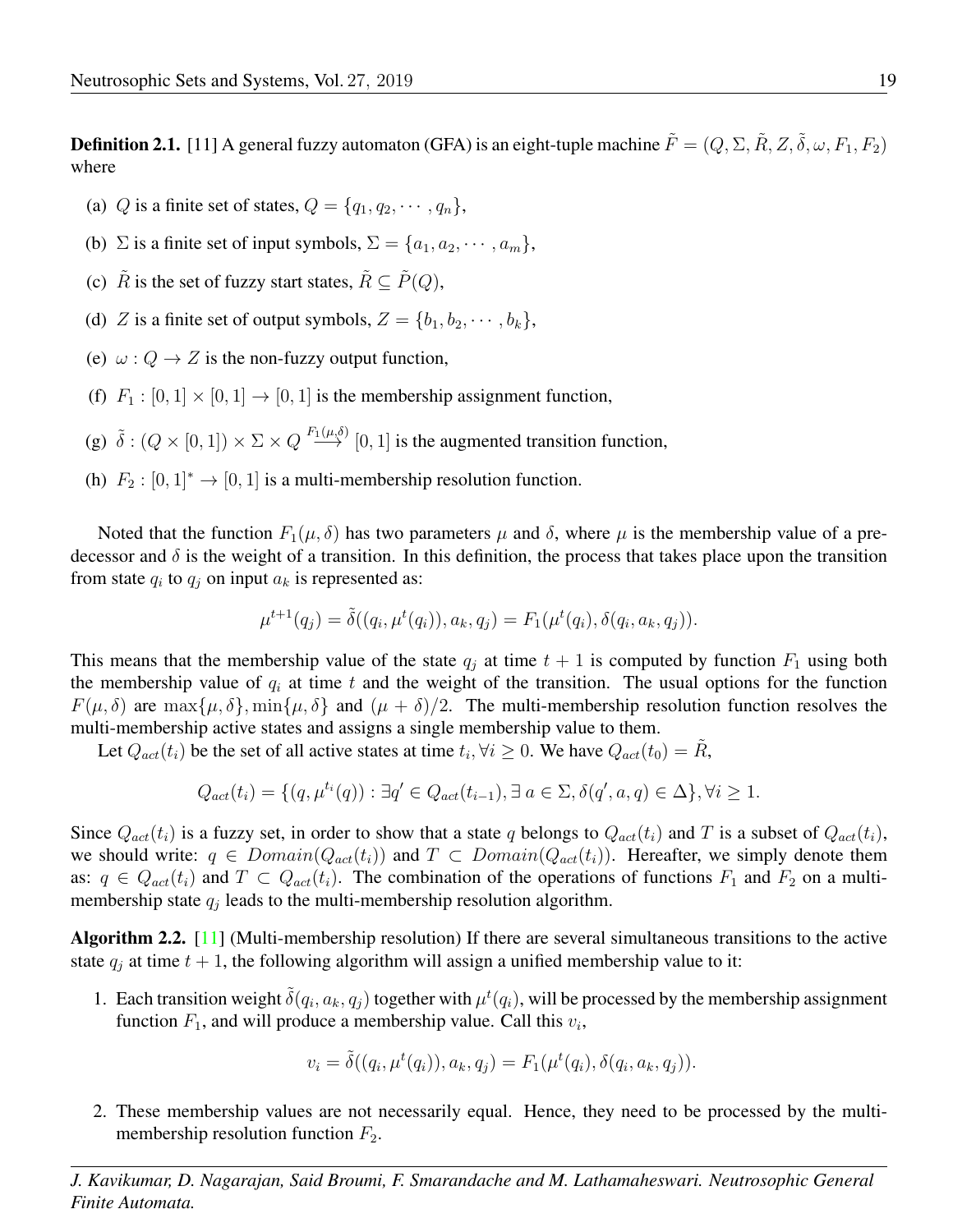**Definition 2.1.** [11] A general fuzzy automaton (GFA) is an eight-tuple machine $\tilde{F} = (Q, \Sigma, \tilde{R}, Z, \tilde{\delta}, \omega, F_1, F_2)$ where

(a) $Q$ is a finite set of states, $Q = \{q_1, q_2, \cdots, q_n\}$,

(b) $\Sigma$ is a finite set of input symbols, $\Sigma = \{a_1, a_2, \cdots, a_m\}$,

(c) $\tilde{R}$ is the set of fuzzy start states, $\tilde{R} \subseteq \tilde{P}(Q)$,

(d) $Z$ is a finite set of output symbols, $Z = \{b_1, b_2, \cdots, b_k\}$,

(e) $\omega : Q \to Z$ is the non-fuzzy output function,

(f) $F_1 : [0, 1] \times [0, 1] \to [0, 1]$ is the membership assignment function,

(g) $\tilde{\delta} : (Q \times [0, 1]) \times \Sigma \times Q \xrightarrow{F_1(\mu,\delta)} [0, 1]$ is the augmented transition function,

(h) $F_2 : [0, 1]^* \to [0, 1]$ is a multi-membership resolution function.

Noted that the function $F_1(\mu, \delta)$ has two parameters $\mu$ and $\delta$, where $\mu$ is the membership value of a predecessor and $\delta$ is the weight of a transition. In this definition, the process that takes place upon the transition from state $q_i$ to $q_j$ on input $a_k$ is represented as:

$$\mu^{t+1}(q_j) = \tilde{\delta}((q_i, \mu^t(q_i)), a_k, q_j) = F_1(\mu^t(q_i), \delta(q_i, a_k, q_j)).$$

This means that the membership value of the state $q_j$ at time $t + 1$ is computed by function $F_1$ using both the membership value of $q_i$ at time $t$ and the weight of the transition. The usual options for the function $F(\mu, \delta)$ are $\max\{\mu, \delta\}, \min\{\mu, \delta\}$ and $(\mu + \delta)/2$. The multi-membership resolution function resolves the multi-membership active states and assigns a single membership value to them.

Let $Q_{act}(t_i)$ be the set of all active states at time $t_i, \forall i \geq 0$. We have $Q_{act}(t_0) = \tilde{R}$,

$$Q_{act}(t_i) = \{(q, \mu^{t_i}(q)) : \exists q' \in Q_{act}(t_{i-1}), \exists\, a \in \Sigma, \delta(q', a, q) \in \Delta\}, \forall i \geq 1.$$

Since $Q_{act}(t_i)$ is a fuzzy set, in order to show that a state $q$ belongs to $Q_{act}(t_i)$ and $T$ is a subset of $Q_{act}(t_i)$, we should write: $q \in Domain(Q_{act}(t_i))$ and $T \subset Domain(Q_{act}(t_i))$. Hereafter, we simply denote them as: $q \in Q_{act}(t_i)$ and $T \subset Q_{act}(t_i)$. The combination of the operations of functions $F_1$ and $F_2$ on a multi-membership state $q_j$ leads to the multi-membership resolution algorithm.

**Algorithm 2.2.** [11] (Multi-membership resolution) If there are several simultaneous transitions to the active state $q_j$ at time $t + 1$, the following algorithm will assign a unified membership value to it:

1. Each transition weight $\tilde{\delta}(q_i, a_k, q_j)$ together with $\mu^t(q_i)$, will be processed by the membership assignment function $F_1$, and will produce a membership value. Call this $v_i$,

$$v_i = \tilde{\delta}((q_i, \mu^t(q_i)), a_k, q_j) = F_1(\mu^t(q_i), \delta(q_i, a_k, q_j)).$$

2. These membership values are not necessarily equal. Hence, they need to be processed by the multi-membership resolution function $F_2$.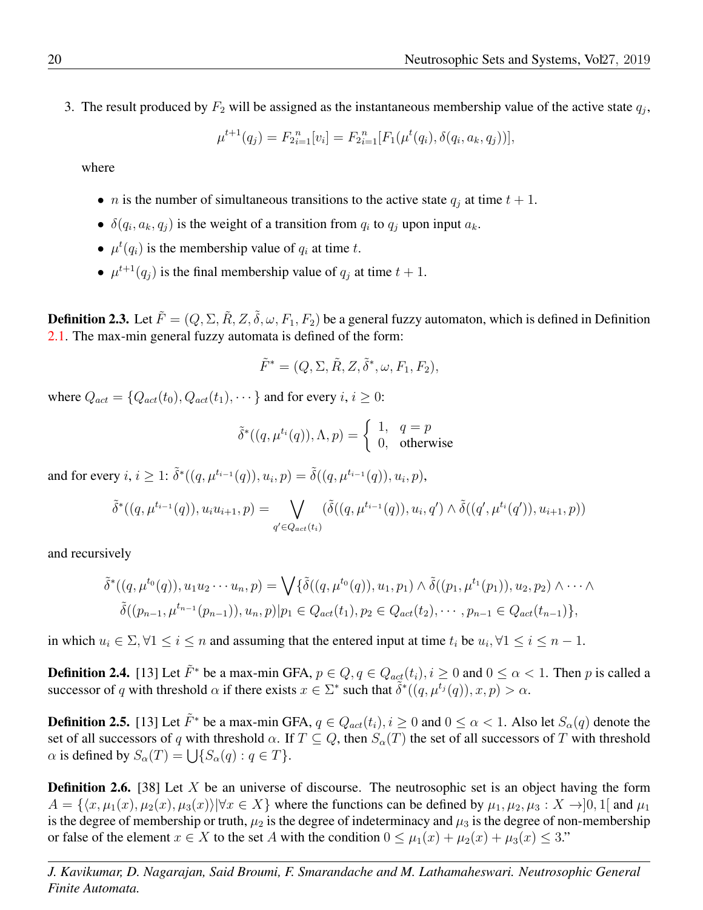3. The result produced by $F_2$ will be assigned as the instantaneous membership value of the active state $q_j$,

$$\mu^{t+1}(q_j) = F_2{}_{i=1}^{n}[v_i] = F_2{}_{i=1}^{n}[F_1(\mu^t(q_i), \delta(q_i, a_k, q_j))],$$

where

- $n$ is the number of simultaneous transitions to the active state $q_j$ at time $t+1$.
- $\delta(q_i, a_k, q_j)$ is the weight of a transition from $q_i$ to $q_j$ upon input $a_k$.
- $\mu^t(q_i)$ is the membership value of $q_i$ at time $t$.
- $\mu^{t+1}(q_j)$ is the final membership value of $q_j$ at time $t+1$.

**Definition 2.3.** Let $\tilde{F} = (Q, \Sigma, \tilde{R}, Z, \tilde{\delta}, \omega, F_1, F_2)$ be a general fuzzy automaton, which is defined in Definition 2.1. The max-min general fuzzy automata is defined of the form:

$$\tilde{F}^* = (Q, \Sigma, \tilde{R}, Z, \tilde{\delta}^*, \omega, F_1, F_2),$$

where $Q_{act} = \{Q_{act}(t_0), Q_{act}(t_1), \cdots\}$ and for every $i$, $i \geq 0$:

$$\tilde{\delta}^*((q, \mu^{t_i}(q)), \Lambda, p) = \begin{cases} 1, & q = p \\ 0, & \text{otherwise} \end{cases}$$

and for every $i$, $i \geq 1$: $\tilde{\delta}^*((q, \mu^{t_{i-1}}(q)), u_i, p) = \tilde{\delta}((q, \mu^{t_{i-1}}(q)), u_i, p)$,

$$\tilde{\delta}^*((q, \mu^{t_{i-1}}(q)), u_i u_{i+1}, p) = \bigvee_{q' \in Q_{act}(t_i)} (\tilde{\delta}((q, \mu^{t_{i-1}}(q)), u_i, q') \wedge \tilde{\delta}((q', \mu^{t_i}(q')), u_{i+1}, p))$$

and recursively

$$\tilde{\delta}^*((q, \mu^{t_0}(q)), u_1 u_2 \cdots u_n, p) = \bigvee \{\tilde{\delta}((q, \mu^{t_0}(q)), u_1, p_1) \wedge \tilde{\delta}((p_1, \mu^{t_1}(p_1)), u_2, p_2) \wedge \cdots \wedge \tilde{\delta}((p_{n-1}, \mu^{t_{n-1}}(p_{n-1})), u_n, p) | p_1 \in Q_{act}(t_1), p_2 \in Q_{act}(t_2), \cdots, p_{n-1} \in Q_{act}(t_{n-1})\},$$

in which $u_i \in \Sigma, \forall 1 \leq i \leq n$ and assuming that the entered input at time $t_i$ be $u_i, \forall 1 \leq i \leq n-1$.

**Definition 2.4.** [13] Let $\tilde{F}^*$ be a max-min GFA, $p \in Q, q \in Q_{act}(t_i), i \geq 0$ and $0 \leq \alpha < 1$. Then $p$ is called a successor of $q$ with threshold $\alpha$ if there exists $x \in \Sigma^*$ such that $\tilde{\delta}^*((q, \mu^{t_j}(q)), x, p) > \alpha$.

**Definition 2.5.** [13] Let $\tilde{F}^*$ be a max-min GFA, $q \in Q_{act}(t_i), i \geq 0$ and $0 \leq \alpha < 1$. Also let $S_\alpha(q)$ denote the set of all successors of $q$ with threshold $\alpha$. If $T \subseteq Q$, then $S_\alpha(T)$ the set of all successors of $T$ with threshold $\alpha$ is defined by $S_\alpha(T) = \bigcup\{S_\alpha(q) : q \in T\}$.

**Definition 2.6.** [38] Let $X$ be an universe of discourse. The neutrosophic set is an object having the form $A = \{\langle x, \mu_1(x), \mu_2(x), \mu_3(x)\rangle | \forall x \in X\}$ where the functions can be defined by $\mu_1, \mu_2, \mu_3 : X \rightarrow ]0, 1[$ and $\mu_1$ is the degree of membership or truth, $\mu_2$ is the degree of indeterminacy and $\mu_3$ is the degree of non-membership or false of the element $x \in X$ to the set $A$ with the condition $0 \leq \mu_1(x) + \mu_2(x) + \mu_3(x) \leq 3$."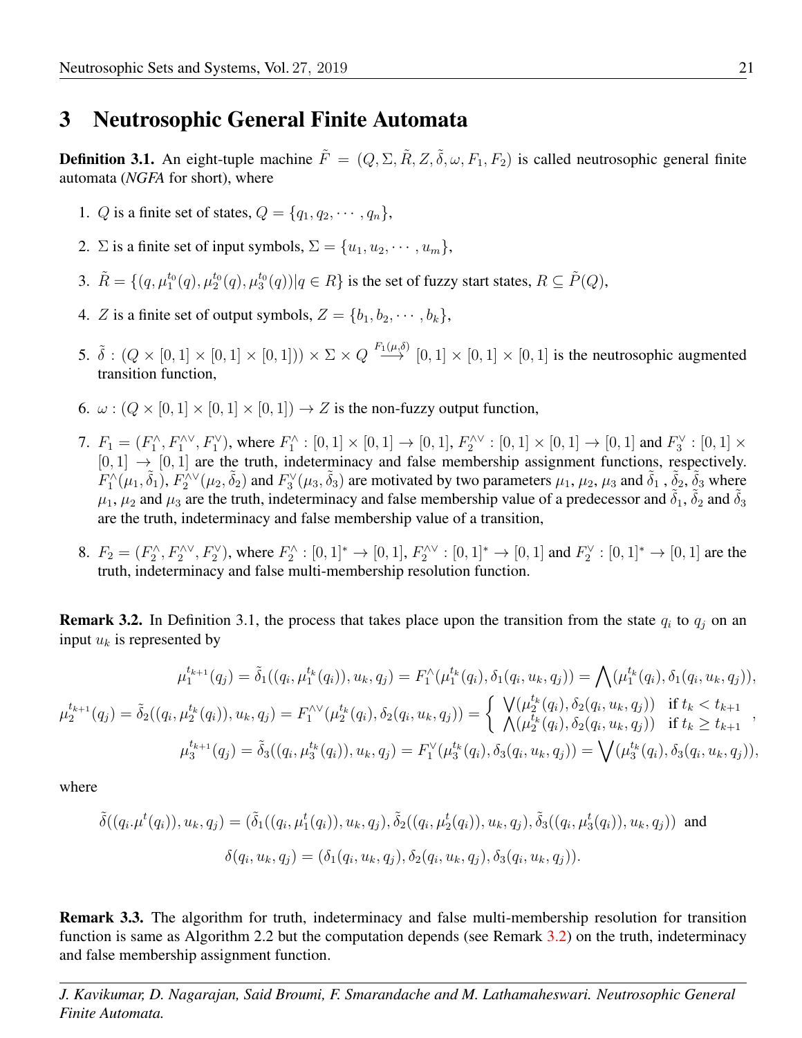# 3 Neutrosophic General Finite Automata

**Definition 3.1.** An eight-tuple machine $\tilde{F} = (Q, \Sigma, \tilde{R}, Z, \tilde{\delta}, \omega, F_1, F_2)$ is called neutrosophic general finite automata (*NGFA* for short), where

1. $Q$ is a finite set of states, $Q = \{q_1, q_2, \cdots, q_n\}$,
2. $\Sigma$ is a finite set of input symbols, $\Sigma = \{u_1, u_2, \cdots, u_m\}$,
3. $\tilde{R} = \{(q, \mu_1^{t_0}(q), \mu_2^{t_0}(q), \mu_3^{t_0}(q)) | q \in R\}$ is the set of fuzzy start states, $R \subseteq \tilde{P}(Q)$,
4. $Z$ is a finite set of output symbols, $Z = \{b_1, b_2, \cdots, b_k\}$,
5. $\tilde{\delta} : (Q \times [0,1] \times [0,1] \times [0,1])) \times \Sigma \times Q \overset{F_1(\mu,\delta)}{\longrightarrow} [0,1] \times [0,1] \times [0,1]$ is the neutrosophic augmented transition function,
6. $\omega : (Q \times [0,1] \times [0,1] \times [0,1]) \rightarrow Z$ is the non-fuzzy output function,
7. $F_1 = (F_1^{\wedge}, F_1^{\wedge\vee}, F_1^{\vee})$, where $F_1^{\wedge} : [0,1] \times [0,1] \rightarrow [0,1]$, $F_2^{\wedge\vee} : [0,1] \times [0,1] \rightarrow [0,1]$ and $F_3^{\vee} : [0,1] \times [0,1] \rightarrow [0,1]$ are the truth, indeterminacy and false membership assignment functions, respectively. $F_1^{\wedge}(\mu_1, \tilde{\delta}_1)$, $F_2^{\wedge\vee}(\mu_2, \tilde{\delta}_2)$ and $F_3^{\vee}(\mu_3, \tilde{\delta}_3)$ are motivated by two parameters $\mu_1$, $\mu_2$, $\mu_3$ and $\tilde{\delta}_1$ , $\tilde{\delta}_2$, $\tilde{\delta}_3$ where $\mu_1$, $\mu_2$ and $\mu_3$ are the truth, indeterminacy and false membership value of a predecessor and $\tilde{\delta}_1$, $\tilde{\delta}_2$ and $\tilde{\delta}_3$ are the truth, indeterminacy and false membership value of a transition,
8. $F_2 = (F_2^{\wedge}, F_2^{\wedge\vee}, F_2^{\vee})$, where $F_2^{\wedge} : [0,1]^* \rightarrow [0,1]$, $F_2^{\wedge\vee} : [0,1]^* \rightarrow [0,1]$ and $F_2^{\vee} : [0,1]^* \rightarrow [0,1]$ are the truth, indeterminacy and false multi-membership resolution function.

**Remark 3.2.** In Definition 3.1, the process that takes place upon the transition from the state $q_i$ to $q_j$ on an input $u_k$ is represented by

$$\mu_1^{t_{k+1}}(q_j) = \tilde{\delta}_1((q_i, \mu_1^{t_k}(q_i)), u_k, q_j) = F_1^{\wedge}(\mu_1^{t_k}(q_i), \delta_1(q_i, u_k, q_j)) = \bigwedge(\mu_1^{t_k}(q_i), \delta_1(q_i, u_k, q_j)),$$

$$\mu_2^{t_{k+1}}(q_j) = \tilde{\delta}_2((q_i, \mu_2^{t_k}(q_i)), u_k, q_j) = F_1^{\wedge\vee}(\mu_2^{t_k}(q_i), \delta_2(q_i, u_k, q_j)) = \begin{cases} \bigvee(\mu_2^{t_k}(q_i), \delta_2(q_i, u_k, q_j)) & \text{if } t_k < t_{k+1} \\ \bigwedge(\mu_2^{t_k}(q_i), \delta_2(q_i, u_k, q_j)) & \text{if } t_k \geq t_{k+1} \end{cases},$$

$$\mu_3^{t_{k+1}}(q_j) = \tilde{\delta}_3((q_i, \mu_3^{t_k}(q_i)), u_k, q_j) = F_1^{\vee}(\mu_3^{t_k}(q_i), \delta_3(q_i, u_k, q_j)) = \bigvee(\mu_3^{t_k}(q_i), \delta_3(q_i, u_k, q_j)),$$

where

$$\tilde{\delta}((q_i.\mu^t(q_i)), u_k, q_j) = (\tilde{\delta}_1((q_i, \mu_1^t(q_i)), u_k, q_j), \tilde{\delta}_2((q_i, \mu_2^t(q_i)), u_k, q_j), \tilde{\delta}_3((q_i, \mu_3^t(q_i)), u_k, q_j)) \text{ and}$$

$$\delta(q_i, u_k, q_j) = (\delta_1(q_i, u_k, q_j), \delta_2(q_i, u_k, q_j), \delta_3(q_i, u_k, q_j)).$$

**Remark 3.3.** The algorithm for truth, indeterminacy and false multi-membership resolution for transition function is same as Algorithm 2.2 but the computation depends (see Remark 3.2) on the truth, indeterminacy and false membership assignment function.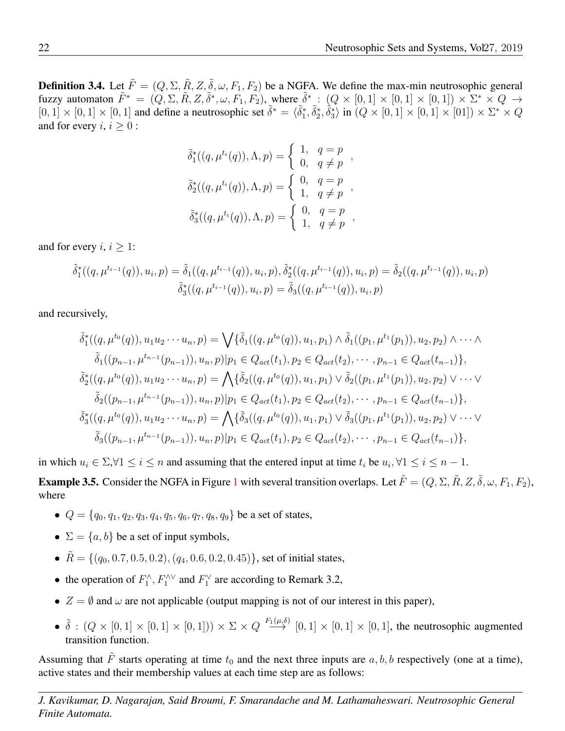**Definition 3.4.** Let $\tilde{F} = (Q, \Sigma, \tilde{R}, Z, \tilde{\delta}, \omega, F_1, F_2)$ be a NGFA. We define the max-min neutrosophic general fuzzy automaton $\tilde{F}^* = (Q, \Sigma, \tilde{R}, Z, \tilde{\delta}^*, \omega, F_1, F_2)$, where $\tilde{\delta}^* : (Q \times [0,1] \times [0,1] \times [0,1]) \times \Sigma^* \times Q \rightarrow [0,1] \times [0,1] \times [0,1]$ and define a neutrosophic set $\tilde{\delta}^* = \langle \tilde{\delta}_1^*, \tilde{\delta}_2^*, \tilde{\delta}_3^* \rangle$ in $(Q \times [0,1] \times [0,1] \times [01]) \times \Sigma^* \times Q$ and for every $i$, $i \geq 0$ :

$$\tilde{\delta}_1^*((q, \mu^{t_i}(q)), \Lambda, p) = \begin{cases} 1, & q = p \\ 0, & q \neq p \end{cases},$$

$$\tilde{\delta}_2^*((q, \mu^{t_i}(q)), \Lambda, p) = \begin{cases} 0, & q = p \\ 1, & q \neq p \end{cases},$$

$$\tilde{\delta}_3^*((q, \mu^{t_i}(q)), \Lambda, p) = \begin{cases} 0, & q = p \\ 1, & q \neq p \end{cases},$$

and for every $i$, $i \geq 1$:

$$\tilde{\delta}_1^*((q, \mu^{t_{i-1}}(q)), u_i, p) = \tilde{\delta}_1((q, \mu^{t_{i-1}}(q)), u_i, p), \tilde{\delta}_2^*((q, \mu^{t_{i-1}}(q)), u_i, p) = \tilde{\delta}_2((q, \mu^{t_{i-1}}(q)), u_i, p)$$
$$\tilde{\delta}_3^*((q, \mu^{t_{i-1}}(q)), u_i, p) = \tilde{\delta}_3((q, \mu^{t_{i-1}}(q)), u_i, p)$$

and recursively,

$$\tilde{\delta}_1^*((q, \mu^{t_0}(q)), u_1 u_2 \cdots u_n, p) = \bigvee \{\tilde{\delta}_1((q, \mu^{t_0}(q)), u_1, p_1) \wedge \tilde{\delta}_1((p_1, \mu^{t_1}(p_1)), u_2, p_2) \wedge \cdots \wedge$$
$$\tilde{\delta}_1((p_{n-1}, \mu^{t_{n-1}}(p_{n-1})), u_n, p) | p_1 \in Q_{act}(t_1), p_2 \in Q_{act}(t_2), \cdots, p_{n-1} \in Q_{act}(t_{n-1})\},$$

$$\tilde{\delta}_2^*((q, \mu^{t_0}(q)), u_1 u_2 \cdots u_n, p) = \bigwedge \{\tilde{\delta}_2((q, \mu^{t_0}(q)), u_1, p_1) \vee \tilde{\delta}_2((p_1, \mu^{t_1}(p_1)), u_2, p_2) \vee \cdots \vee$$
$$\tilde{\delta}_2((p_{n-1}, \mu^{t_{n-1}}(p_{n-1})), u_n, p) | p_1 \in Q_{act}(t_1), p_2 \in Q_{act}(t_2), \cdots, p_{n-1} \in Q_{act}(t_{n-1})\},$$

$$\tilde{\delta}_3^*((q, \mu^{t_0}(q)), u_1 u_2 \cdots u_n, p) = \bigwedge \{\tilde{\delta}_3((q, \mu^{t_0}(q)), u_1, p_1) \vee \tilde{\delta}_3((p_1, \mu^{t_1}(p_1)), u_2, p_2) \vee \cdots \vee$$
$$\tilde{\delta}_3((p_{n-1}, \mu^{t_{n-1}}(p_{n-1})), u_n, p) | p_1 \in Q_{act}(t_1), p_2 \in Q_{act}(t_2), \cdots, p_{n-1} \in Q_{act}(t_{n-1})\},$$

in which $u_i \in \Sigma, \forall 1 \leq i \leq n$ and assuming that the entered input at time $t_i$ be $u_i, \forall 1 \leq i \leq n-1$.

**Example 3.5.** Consider the NGFA in Figure 1 with several transition overlaps. Let $\tilde{F} = (Q, \Sigma, \tilde{R}, Z, \tilde{\delta}, \omega, F_1, F_2)$, where

- $Q = \{q_0, q_1, q_2, q_3, q_4, q_5, q_6, q_7, q_8, q_9\}$ be a set of states,
- $\Sigma = \{a, b\}$ be a set of input symbols,
- $\tilde{R} = \{(q_0, 0.7, 0.5, 0.2), (q_4, 0.6, 0.2, 0.45)\}$, set of initial states,
- the operation of $F_1^{\wedge}$, $F_1^{\wedge\vee}$ and $F_1^{\vee}$ are according to Remark 3.2,
- $Z = \emptyset$ and $\omega$ are not applicable (output mapping is not of our interest in this paper),
- $\tilde{\delta} : (Q \times [0,1] \times [0,1] \times [0,1])) \times \Sigma \times Q \xrightarrow{F_1(\mu, \delta)} [0,1] \times [0,1] \times [0,1]$, the neutrosophic augmented transition function.

Assuming that $\tilde{F}$ starts operating at time $t_0$ and the next three inputs are $a, b, b$ respectively (one at a time), active states and their membership values at each time step are as follows: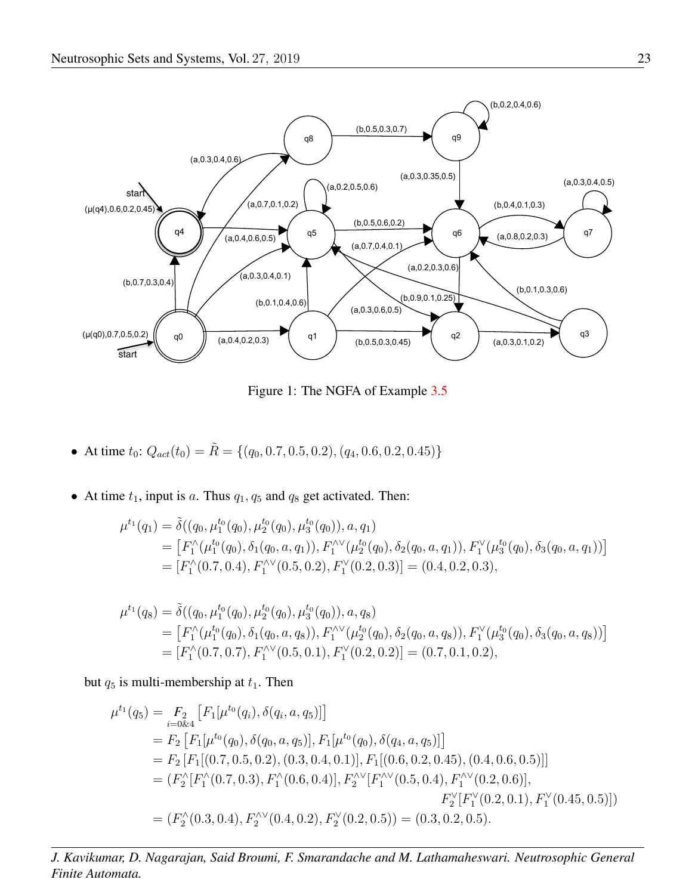Figure 1: The NGFA of Example 3.5

- At time $t_0$: $Q_{act}(t_0) = \tilde{R} = \{(q_0, 0.7, 0.5, 0.2), (q_4, 0.6, 0.2, 0.45)\}$

- At time $t_1$, input is $a$. Thus $q_1, q_5$ and $q_8$ get activated. Then:

$$
\begin{aligned}
\mu^{t_1}(q_1) &= \tilde{\delta}((q_0, \mu_1^{t_0}(q_0), \mu_2^{t_0}(q_0), \mu_3^{t_0}(q_0)), a, q_1) \\
&= \left[F_1^{\wedge}(\mu_1^{t_0}(q_0), \delta_1(q_0, a, q_1)), F_1^{\wedge\vee}(\mu_2^{t_0}(q_0), \delta_2(q_0, a, q_1)), F_1^{\vee}(\mu_3^{t_0}(q_0), \delta_3(q_0, a, q_1))\right] \\
&= [F_1^{\wedge}(0.7, 0.4), F_1^{\wedge\vee}(0.5, 0.2), F_1^{\vee}(0.2, 0.3)] = (0.4, 0.2, 0.3),
\end{aligned}
$$

$$
\begin{aligned}
\mu^{t_1}(q_8) &= \tilde{\delta}((q_0, \mu_1^{t_0}(q_0), \mu_2^{t_0}(q_0), \mu_3^{t_0}(q_0)), a, q_8) \\
&= \left[F_1^{\wedge}(\mu_1^{t_0}(q_0), \delta_1(q_0, a, q_8)), F_1^{\wedge\vee}(\mu_2^{t_0}(q_0), \delta_2(q_0, a, q_8)), F_1^{\vee}(\mu_3^{t_0}(q_0), \delta_3(q_0, a, q_8))\right] \\
&= [F_1^{\wedge}(0.7, 0.7), F_1^{\wedge\vee}(0.5, 0.1), F_1^{\vee}(0.2, 0.2)] = (0.7, 0.1, 0.2),
\end{aligned}
$$

but $q_5$ is multi-membership at $t_1$. Then

$$
\begin{aligned}
\mu^{t_1}(q_5) &= \underset{i=0\&4}{F_2}\left[F_1[\mu^{t_0}(q_i), \delta(q_i, a, q_5)]\right] \\
&= F_2\left[F_1[\mu^{t_0}(q_0), \delta(q_0, a, q_5)], F_1[\mu^{t_0}(q_0), \delta(q_4, a, q_5)]\right] \\
&= F_2\left[F_1[(0.7, 0.5, 0.2), (0.3, 0.4, 0.1)], F_1[(0.6, 0.2, 0.45), (0.4, 0.6, 0.5)]\right] \\
&= (F_2^{\wedge}[F_1^{\wedge}(0.7, 0.3), F_1^{\wedge}(0.6, 0.4)], F_2^{\wedge\vee}[F_1^{\wedge\vee}(0.5, 0.4), F_1^{\wedge\vee}(0.2, 0.6)], \\
&\qquad F_2^{\vee}[F_1^{\vee}(0.2, 0.1), F_1^{\vee}(0.45, 0.5)]) \\
&= (F_2^{\wedge}(0.3, 0.4), F_2^{\wedge\vee}(0.4, 0.2), F_2^{\vee}(0.2, 0.5)) = (0.3, 0.2, 0.5).
\end{aligned}
$$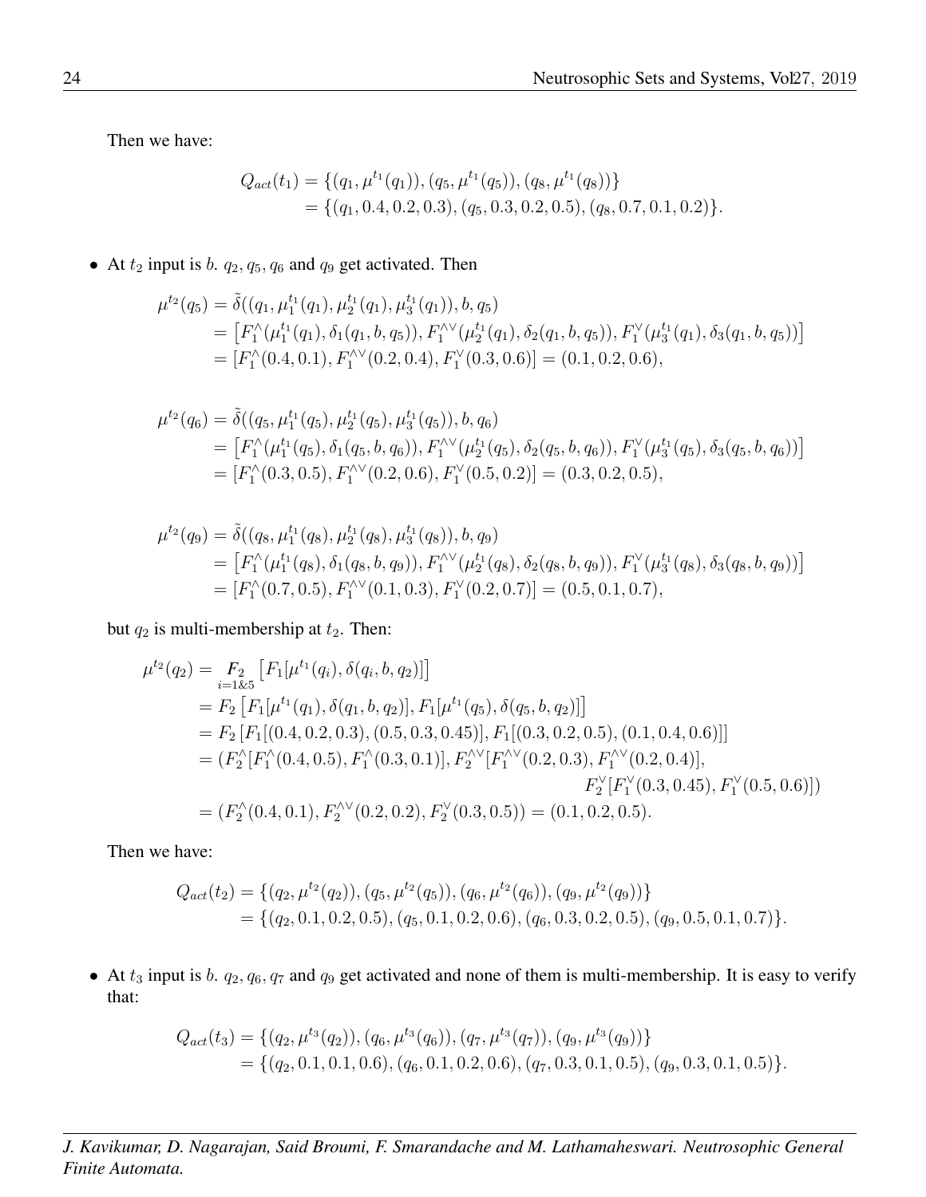Then we have:

$$
\begin{aligned}
Q_{act}(t_1) &= \{(q_1, \mu^{t_1}(q_1)), (q_5, \mu^{t_1}(q_5)), (q_8, \mu^{t_1}(q_8))\} \\
&= \{(q_1, 0.4, 0.2, 0.3), (q_5, 0.3, 0.2, 0.5), (q_8, 0.7, 0.1, 0.2)\}.
\end{aligned}
$$

- At $t_2$ input is $b$. $q_2, q_5, q_6$ and $q_9$ get activated. Then

$$
\begin{aligned}
\mu^{t_2}(q_5) &= \tilde{\delta}((q_1, \mu_1^{t_1}(q_1), \mu_2^{t_1}(q_1), \mu_3^{t_1}(q_1)), b, q_5) \\
&= \left[F_1^{\wedge}(\mu_1^{t_1}(q_1), \delta_1(q_1, b, q_5)), F_1^{\wedge\vee}(\mu_2^{t_1}(q_1), \delta_2(q_1, b, q_5)), F_1^{\vee}(\mu_3^{t_1}(q_1), \delta_3(q_1, b, q_5))\right] \\
&= [F_1^{\wedge}(0.4, 0.1), F_1^{\wedge\vee}(0.2, 0.4), F_1^{\vee}(0.3, 0.6)] = (0.1, 0.2, 0.6),
\end{aligned}
$$

$$
\begin{aligned}
\mu^{t_2}(q_6) &= \tilde{\delta}((q_5, \mu_1^{t_1}(q_5), \mu_2^{t_1}(q_5), \mu_3^{t_1}(q_5)), b, q_6) \\
&= \left[F_1^{\wedge}(\mu_1^{t_1}(q_5), \delta_1(q_5, b, q_6)), F_1^{\wedge\vee}(\mu_2^{t_1}(q_5), \delta_2(q_5, b, q_6)), F_1^{\vee}(\mu_3^{t_1}(q_5), \delta_3(q_5, b, q_6))\right] \\
&= [F_1^{\wedge}(0.3, 0.5), F_1^{\wedge\vee}(0.2, 0.6), F_1^{\vee}(0.5, 0.2)] = (0.3, 0.2, 0.5),
\end{aligned}
$$

$$
\begin{aligned}
\mu^{t_2}(q_9) &= \tilde{\delta}((q_8, \mu_1^{t_1}(q_8), \mu_2^{t_1}(q_8), \mu_3^{t_1}(q_8)), b, q_9) \\
&= \left[F_1^{\wedge}(\mu_1^{t_1}(q_8), \delta_1(q_8, b, q_9)), F_1^{\wedge\vee}(\mu_2^{t_1}(q_8), \delta_2(q_8, b, q_9)), F_1^{\vee}(\mu_3^{t_1}(q_8), \delta_3(q_8, b, q_9))\right] \\
&= [F_1^{\wedge}(0.7, 0.5), F_1^{\wedge\vee}(0.1, 0.3), F_1^{\vee}(0.2, 0.7)] = (0.5, 0.1, 0.7),
\end{aligned}
$$

but $q_2$ is multi-membership at $t_2$. Then:

$$
\begin{aligned}
\mu^{t_2}(q_2) &= \underset{i=1\&5}{F_2}\left[F_1[\mu^{t_1}(q_i), \delta(q_i, b, q_2)]\right] \\
&= F_2\left[F_1[\mu^{t_1}(q_1), \delta(q_1, b, q_2)], F_1[\mu^{t_1}(q_5), \delta(q_5, b, q_2)]\right] \\
&= F_2\left[F_1[(0.4, 0.2, 0.3), (0.5, 0.3, 0.45)], F_1[(0.3, 0.2, 0.5), (0.1, 0.4, 0.6)]\right] \\
&= (F_2^{\wedge}[F_1^{\wedge}(0.4, 0.5), F_1^{\wedge}(0.3, 0.1)], F_2^{\wedge\vee}[F_1^{\wedge\vee}(0.2, 0.3), F_1^{\wedge\vee}(0.2, 0.4)], \\
&\qquad F_2^{\vee}[F_1^{\vee}(0.3, 0.45), F_1^{\vee}(0.5, 0.6)]) \\
&= (F_2^{\wedge}(0.4, 0.1), F_2^{\wedge\vee}(0.2, 0.2), F_2^{\vee}(0.3, 0.5)) = (0.1, 0.2, 0.5).
\end{aligned}
$$

Then we have:

$$
\begin{aligned}
Q_{act}(t_2) &= \{(q_2, \mu^{t_2}(q_2)), (q_5, \mu^{t_2}(q_5)), (q_6, \mu^{t_2}(q_6)), (q_9, \mu^{t_2}(q_9))\} \\
&= \{(q_2, 0.1, 0.2, 0.5), (q_5, 0.1, 0.2, 0.6), (q_6, 0.3, 0.2, 0.5), (q_9, 0.5, 0.1, 0.7)\}.
\end{aligned}
$$

- At $t_3$ input is $b$. $q_2, q_6, q_7$ and $q_9$ get activated and none of them is multi-membership. It is easy to verify that:

$$
\begin{aligned}
Q_{act}(t_3) &= \{(q_2, \mu^{t_3}(q_2)), (q_6, \mu^{t_3}(q_6)), (q_7, \mu^{t_3}(q_7)), (q_9, \mu^{t_3}(q_9))\} \\
&= \{(q_2, 0.1, 0.1, 0.6), (q_6, 0.1, 0.2, 0.6), (q_7, 0.3, 0.1, 0.5), (q_9, 0.3, 0.1, 0.5)\}.
\end{aligned}
$$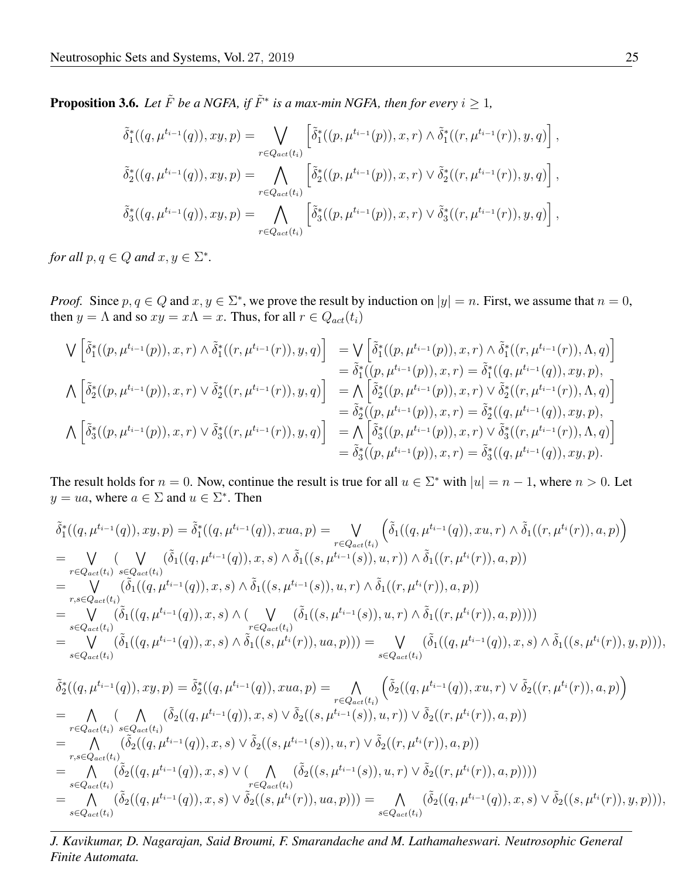**Proposition 3.6.** *Let $\tilde{F}$ be a NGFA, if $\tilde{F}^*$ is a max-min NGFA, then for every $i \geq 1$,*

$$\tilde{\delta}_1^*((q, \mu^{t_{i-1}}(q)), xy, p) = \bigvee_{r \in Q_{act}(t_i)} \left[ \tilde{\delta}_1^*((p, \mu^{t_{i-1}}(p)), x, r) \wedge \tilde{\delta}_1^*((r, \mu^{t_{i-1}}(r)), y, q) \right],$$

$$\tilde{\delta}_2^*((q, \mu^{t_{i-1}}(q)), xy, p) = \bigwedge_{r \in Q_{act}(t_i)} \left[ \tilde{\delta}_2^*((p, \mu^{t_{i-1}}(p)), x, r) \vee \tilde{\delta}_2^*((r, \mu^{t_{i-1}}(r)), y, q) \right],$$

$$\tilde{\delta}_3^*((q, \mu^{t_{i-1}}(q)), xy, p) = \bigwedge_{r \in Q_{act}(t_i)} \left[ \tilde{\delta}_3^*((p, \mu^{t_{i-1}}(p)), x, r) \vee \tilde{\delta}_3^*((r, \mu^{t_{i-1}}(r)), y, q) \right],$$

*for all $p, q \in Q$ and $x, y \in \Sigma^*$.*

*Proof.* Since $p, q \in Q$ and $x, y \in \Sigma^*$, we prove the result by induction on $|y| = n$. First, we assume that $n = 0$, then $y = \Lambda$ and so $xy = x\Lambda = x$. Thus, for all $r \in Q_{act}(t_i)$

$$\begin{aligned}
\bigvee \left[ \tilde{\delta}_1^*((p, \mu^{t_{i-1}}(p)), x, r) \wedge \tilde{\delta}_1^*((r, \mu^{t_{i-1}}(r)), y, q) \right] &= \bigvee \left[ \tilde{\delta}_1^*((p, \mu^{t_{i-1}}(p)), x, r) \wedge \tilde{\delta}_1^*((r, \mu^{t_{i-1}}(r)), \Lambda, q) \right] \\
&= \tilde{\delta}_1^*((p, \mu^{t_{i-1}}(p)), x, r) = \tilde{\delta}_1^*((q, \mu^{t_{i-1}}(q)), xy, p), \\
\bigwedge \left[ \tilde{\delta}_2^*((p, \mu^{t_{i-1}}(p)), x, r) \vee \tilde{\delta}_2^*((r, \mu^{t_{i-1}}(r)), y, q) \right] &= \bigwedge \left[ \tilde{\delta}_2^*((p, \mu^{t_{i-1}}(p)), x, r) \vee \tilde{\delta}_2^*((r, \mu^{t_{i-1}}(r)), \Lambda, q) \right] \\
&= \tilde{\delta}_2^*((p, \mu^{t_{i-1}}(p)), x, r) = \tilde{\delta}_2^*((q, \mu^{t_{i-1}}(q)), xy, p), \\
\bigwedge \left[ \tilde{\delta}_3^*((p, \mu^{t_{i-1}}(p)), x, r) \vee \tilde{\delta}_3^*((r, \mu^{t_{i-1}}(r)), y, q) \right] &= \bigwedge \left[ \tilde{\delta}_3^*((p, \mu^{t_{i-1}}(p)), x, r) \vee \tilde{\delta}_3^*((r, \mu^{t_{i-1}}(r)), \Lambda, q) \right] \\
&= \tilde{\delta}_3^*((p, \mu^{t_{i-1}}(p)), x, r) = \tilde{\delta}_3^*((q, \mu^{t_{i-1}}(q)), xy, p).
\end{aligned}$$

The result holds for $n = 0$. Now, continue the result is true for all $u \in \Sigma^*$ with $|u| = n - 1$, where $n > 0$. Let $y = ua$, where $a \in \Sigma$ and $u \in \Sigma^*$. Then

$$\begin{aligned}
&\tilde{\delta}_1^*((q, \mu^{t_{i-1}}(q)), xy, p) = \tilde{\delta}_1^*((q, \mu^{t_{i-1}}(q)), xua, p) = \bigvee_{r \in Q_{act}(t_i)} \left( \tilde{\delta}_1((q, \mu^{t_{i-1}}(q)), xu, r) \wedge \tilde{\delta}_1((r, \mu^{t_i}(r)), a, p) \right) \\
&= \bigvee_{r \in Q_{act}(t_i)} ( \bigvee_{s \in Q_{act}(t_i)} (\tilde{\delta}_1((q, \mu^{t_{i-1}}(q)), x, s) \wedge \tilde{\delta}_1((s, \mu^{t_{i-1}}(s)), u, r)) \wedge \tilde{\delta}_1((r, \mu^{t_i}(r)), a, p)) \\
&= \bigvee_{r, s \in Q_{act}(t_i)} (\tilde{\delta}_1((q, \mu^{t_{i-1}}(q)), x, s) \wedge \tilde{\delta}_1((s, \mu^{t_{i-1}}(s)), u, r) \wedge \tilde{\delta}_1((r, \mu^{t_i}(r)), a, p)) \\
&= \bigvee_{s \in Q_{act}(t_i)} (\tilde{\delta}_1((q, \mu^{t_{i-1}}(q)), x, s) \wedge ( \bigvee_{r \in Q_{act}(t_i)} (\tilde{\delta}_1((s, \mu^{t_{i-1}}(s)), u, r) \wedge \tilde{\delta}_1((r, \mu^{t_i}(r)), a, p)))) \\
&= \bigvee_{s \in Q_{act}(t_i)} (\tilde{\delta}_1((q, \mu^{t_{i-1}}(q)), x, s) \wedge \tilde{\delta}_1((s, \mu^{t_i}(r)), ua, p))) = \bigvee_{s \in Q_{act}(t_i)} (\tilde{\delta}_1((q, \mu^{t_{i-1}}(q)), x, s) \wedge \tilde{\delta}_1((s, \mu^{t_i}(r)), y, p))),
\end{aligned}$$

$$\begin{aligned}
&\tilde{\delta}_2^*((q, \mu^{t_{i-1}}(q)), xy, p) = \tilde{\delta}_2^*((q, \mu^{t_{i-1}}(q)), xua, p) = \bigwedge_{r \in Q_{act}(t_i)} \left( \tilde{\delta}_2((q, \mu^{t_{i-1}}(q)), xu, r) \vee \tilde{\delta}_2((r, \mu^{t_i}(r)), a, p) \right) \\
&= \bigwedge_{r \in Q_{act}(t_i)} ( \bigwedge_{s \in Q_{act}(t_i)} (\tilde{\delta}_2((q, \mu^{t_{i-1}}(q)), x, s) \vee \tilde{\delta}_2((s, \mu^{t_{i-1}}(s)), u, r)) \vee \tilde{\delta}_2((r, \mu^{t_i}(r)), a, p)) \\
&= \bigwedge_{r, s \in Q_{act}(t_i)} (\tilde{\delta}_2((q, \mu^{t_{i-1}}(q)), x, s) \vee \tilde{\delta}_2((s, \mu^{t_{i-1}}(s)), u, r) \vee \tilde{\delta}_2((r, \mu^{t_i}(r)), a, p)) \\
&= \bigwedge_{s \in Q_{act}(t_i)} (\tilde{\delta}_2((q, \mu^{t_{i-1}}(q)), x, s) \vee ( \bigwedge_{r \in Q_{act}(t_i)} (\tilde{\delta}_2((s, \mu^{t_{i-1}}(s)), u, r) \vee \tilde{\delta}_2((r, \mu^{t_i}(r)), a, p)))) \\
&= \bigwedge_{s \in Q_{act}(t_i)} (\tilde{\delta}_2((q, \mu^{t_{i-1}}(q)), x, s) \vee \tilde{\delta}_2((s, \mu^{t_i}(r)), ua, p))) = \bigwedge_{s \in Q_{act}(t_i)} (\tilde{\delta}_2((q, \mu^{t_{i-1}}(q)), x, s) \vee \tilde{\delta}_2((s, \mu^{t_i}(r)), y, p))),
\end{aligned}$$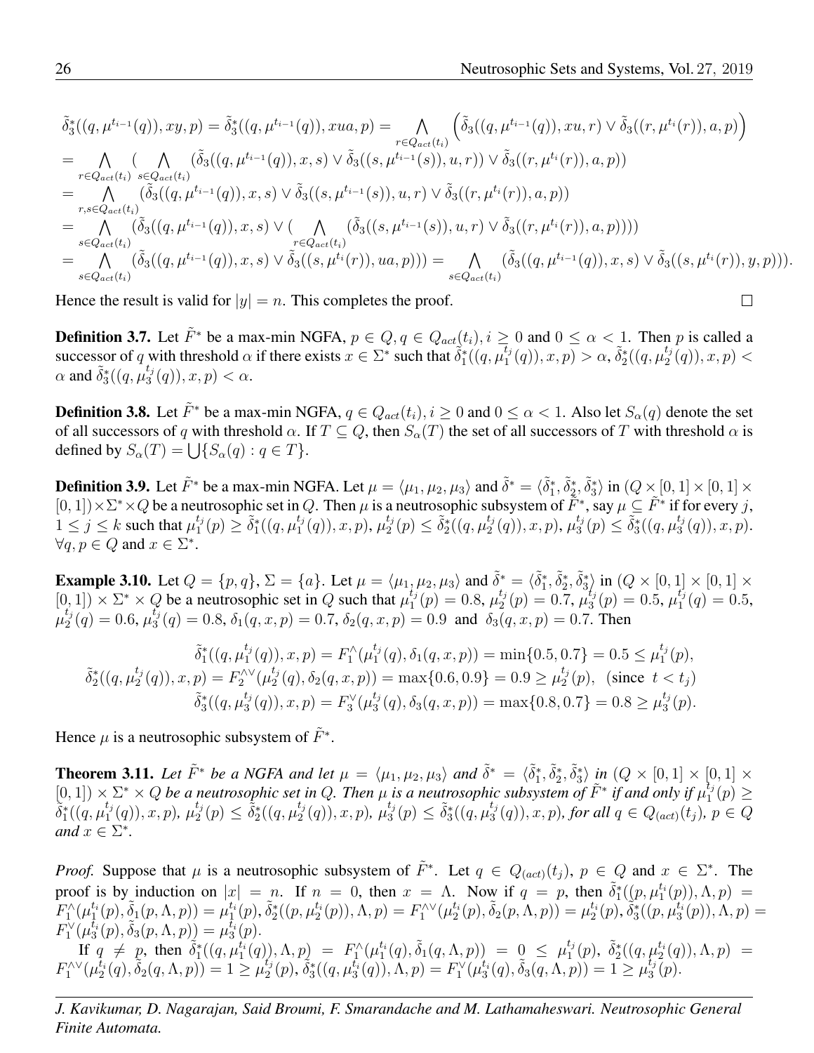$$
\begin{aligned}
&\tilde{\delta}_3^*((q,\mu^{t_{i-1}}(q)),xy,p) = \tilde{\delta}_3^*((q,\mu^{t_{i-1}}(q)),xua,p) = \bigwedge_{r\in Q_{act}(t_i)} \Big(\tilde{\delta}_3((q,\mu^{t_{i-1}}(q)),xu,r)\vee \tilde{\delta}_3((r,\mu^{t_i}(r)),a,p)\Big)\\
&= \bigwedge_{r\in Q_{act}(t_i)} \Big( \bigwedge_{s\in Q_{act}(t_i)} (\tilde{\delta}_3((q,\mu^{t_{i-1}}(q)),x,s)\vee \tilde{\delta}_3((s,\mu^{t_{i-1}}(s)),u,r))\vee \tilde{\delta}_3((r,\mu^{t_i}(r)),a,p)\Big)\\
&= \bigwedge_{r,s\in Q_{act}(t_i)} (\tilde{\delta}_3((q,\mu^{t_{i-1}}(q)),x,s)\vee \tilde{\delta}_3((s,\mu^{t_{i-1}}(s)),u,r)\vee \tilde{\delta}_3((r,\mu^{t_i}(r)),a,p))\\
&= \bigwedge_{s\in Q_{act}(t_i)} (\tilde{\delta}_3((q,\mu^{t_{i-1}}(q)),x,s)\vee (\bigwedge_{r\in Q_{act}(t_i)} (\tilde{\delta}_3((s,\mu^{t_{i-1}}(s)),u,r)\vee \tilde{\delta}_3((r,\mu^{t_i}(r)),a,p))))\\
&= \bigwedge_{s\in Q_{act}(t_i)} (\tilde{\delta}_3((q,\mu^{t_{i-1}}(q)),x,s)\vee \tilde{\delta}_3((s,\mu^{t_i}(r)),ua,p))) = \bigwedge_{s\in Q_{act}(t_i)} (\tilde{\delta}_3((q,\mu^{t_{i-1}}(q)),x,s)\vee \tilde{\delta}_3^*((s,\mu^{t_i}(r)),y,p))).
\end{aligned}
$$

Hence the result is valid for $|y| = n$. This completes the proof. □

**Definition 3.7.** Let $\tilde{F}^*$ be a max-min NGFA, $p \in Q, q \in Q_{act}(t_i), i \geq 0$ and $0 \leq \alpha < 1$. Then $p$ is called a successor of $q$ with threshold $\alpha$ if there exists $x \in \Sigma^*$ such that $\tilde{\delta}_1^*((q,\mu_1^{t_j}(q)),x,p) > \alpha$, $\tilde{\delta}_2^*((q,\mu_2^{t_j}(q)),x,p) < \alpha$ and $\tilde{\delta}_3^*((q,\mu_3^{t_j}(q)),x,p) < \alpha$.

**Definition 3.8.** Let $\tilde{F}^*$ be a max-min NGFA, $q \in Q_{act}(t_i), i \geq 0$ and $0 \leq \alpha < 1$. Also let $S_\alpha(q)$ denote the set of all successors of $q$ with threshold $\alpha$. If $T \subseteq Q$, then $S_\alpha(T)$ the set of all successors of $T$ with threshold $\alpha$ is defined by $S_\alpha(T) = \bigcup\{S_\alpha(q) : q \in T\}$.

**Definition 3.9.** Let $\tilde{F}^*$ be a max-min NGFA. Let $\mu = \langle\mu_1,\mu_2,\mu_3\rangle$ and $\tilde{\delta}^* = \langle\tilde{\delta}_1^*,\tilde{\delta}_2^*,\tilde{\delta}_3^*\rangle$ in $(Q\times[0,1]\times[0,1]\times[0,1])\times\Sigma^*\times Q$ be a neutrosophic set in $Q$. Then $\mu$ is a neutrosophic subsystem of $\tilde{F}^*$, say $\mu \subseteq \tilde{F}^*$ if for every $j$, $1 \leq j \leq k$ such that $\mu_1^{t_j}(p) \geq \tilde{\delta}_1^*((q,\mu_1^{t_j}(q)),x,p)$, $\mu_2^{t_j}(p) \leq \tilde{\delta}_2^*((q,\mu_2^{t_j}(q)),x,p)$, $\mu_3^{t_j}(p) \leq \tilde{\delta}_3^*((q,\mu_3^{t_j}(q)),x,p)$. $\forall q,p \in Q$ and $x \in \Sigma^*$.

**Example 3.10.** Let $Q = \{p,q\}$, $\Sigma = \{a\}$. Let $\mu = \langle\mu_1,\mu_2,\mu_3\rangle$ and $\tilde{\delta}^* = \langle\tilde{\delta}_1^*,\tilde{\delta}_2^*,\tilde{\delta}_3^*\rangle$ in $(Q\times[0,1]\times[0,1]\times[0,1])\times\Sigma^*\times Q$ be a neutrosophic set in $Q$ such that $\mu_1^{t_j}(p) = 0.8$, $\mu_2^{t_j}(p) = 0.7$, $\mu_3^{t_j}(p) = 0.5$, $\mu_1^{t_j}(q) = 0.5$, $\mu_2^{t_j}(q) = 0.6$, $\mu_3^{t_j}(q) = 0.8$, $\delta_1(q,x,p) = 0.7$, $\delta_2(q,x,p) = 0.9$ and $\delta_3(q,x,p) = 0.7$. Then

$$
\begin{aligned}
\tilde{\delta}_1^*((q,\mu_1^{t_j}(q)),x,p) &= F_1^\wedge(\mu_1^{t_j}(q),\delta_1(q,x,p)) = \min\{0.5,0.7\} = 0.5 \leq \mu_1^{t_j}(p),\\
\tilde{\delta}_2^*((q,\mu_2^{t_j}(q)),x,p) &= F_2^{\wedge\vee}(\mu_2^{t_j}(q),\delta_2(q,x,p)) = \max\{0.6,0.9\} = 0.9 \geq \mu_2^{t_j}(p), \ \ (\text{since } \ t < t_j)\\
\tilde{\delta}_3^*((q,\mu_3^{t_j}(q)),x,p) &= F_3^\vee(\mu_3^{t_j}(q),\delta_3(q,x,p)) = \max\{0.8,0.7\} = 0.8 \geq \mu_3^{t_j}(p).
\end{aligned}
$$

Hence $\mu$ is a neutrosophic subsystem of $\tilde{F}^*$.

**Theorem 3.11.** *Let $\tilde{F}^*$ be a NGFA and let $\mu = \langle\mu_1,\mu_2,\mu_3\rangle$ and $\tilde{\delta}^* = \langle\tilde{\delta}_1^*,\tilde{\delta}_2^*,\tilde{\delta}_3^*\rangle$ in $(Q\times[0,1]\times[0,1]\times[0,1])\times\Sigma^*\times Q$ be a neutrosophic set in $Q$. Then $\mu$ is a neutrosophic subsystem of $\tilde{F}^*$ if and only if $\mu_1^{t_j}(p) \geq \tilde{\delta}_1^*((q,\mu_1^{t_j}(q)),x,p)$, $\mu_2^{t_j}(p) \leq \tilde{\delta}_2^*((q,\mu_2^{t_j}(q)),x,p)$, $\mu_3^{t_j}(p) \leq \tilde{\delta}_3^*((q,\mu_3^{t_j}(q)),x,p)$, for all $q \in Q_{(act)}(t_j)$, $p \in Q$ and $x \in \Sigma^*$.*

*Proof.* Suppose that $\mu$ is a neutrosophic subsystem of $\tilde{F}^*$. Let $q \in Q_{(act)}(t_j)$, $p \in Q$ and $x \in \Sigma^*$. The proof is by induction on $|x| = n$. If $n = 0$, then $x = \Lambda$. Now if $q = p$, then $\tilde{\delta}_1^*((p,\mu_1^{t_i}(p)),\Lambda,p) = F_1^\wedge(\mu_1^{t_i}(p),\tilde{\delta}_1(p,\Lambda,p)) = \mu_1^{t_i}(p)$, $\tilde{\delta}_2^*((p,\mu_2^{t_i}(p)),\Lambda,p) = F_1^{\wedge\vee}(\mu_2^{t_i}(p),\tilde{\delta}_2(p,\Lambda,p)) = \mu_2^{t_i}(p)$, $\tilde{\delta}_3^*((p,\mu_3^{t_i}(p)),\Lambda,p) = F_1^\vee(\mu_3^{t_i}(p),\tilde{\delta}_3(p,\Lambda,p)) = \mu_3^{t_i}(p)$.

If $q \neq p$, then $\tilde{\delta}_1^*((q,\mu_1^{t_i}(q)),\Lambda,p) = F_1^\wedge(\mu_1^{t_i}(q),\tilde{\delta}_1(q,\Lambda,p)) = 0 \leq \mu_1^{t_j}(p)$, $\tilde{\delta}_2^*((q,\mu_2^{t_i}(q)),\Lambda,p) = F_1^{\wedge\vee}(\mu_2^{t_i}(q),\tilde{\delta}_2(q,\Lambda,p)) = 1 \geq \mu_2^{t_j}(p)$, $\tilde{\delta}_3^*((q,\mu_3^{t_i}(q)),\Lambda,p) = F_1^\vee(\mu_3^{t_i}(q),\tilde{\delta}_3(q,\Lambda,p)) = 1 \geq \mu_3^{t_j}(p)$.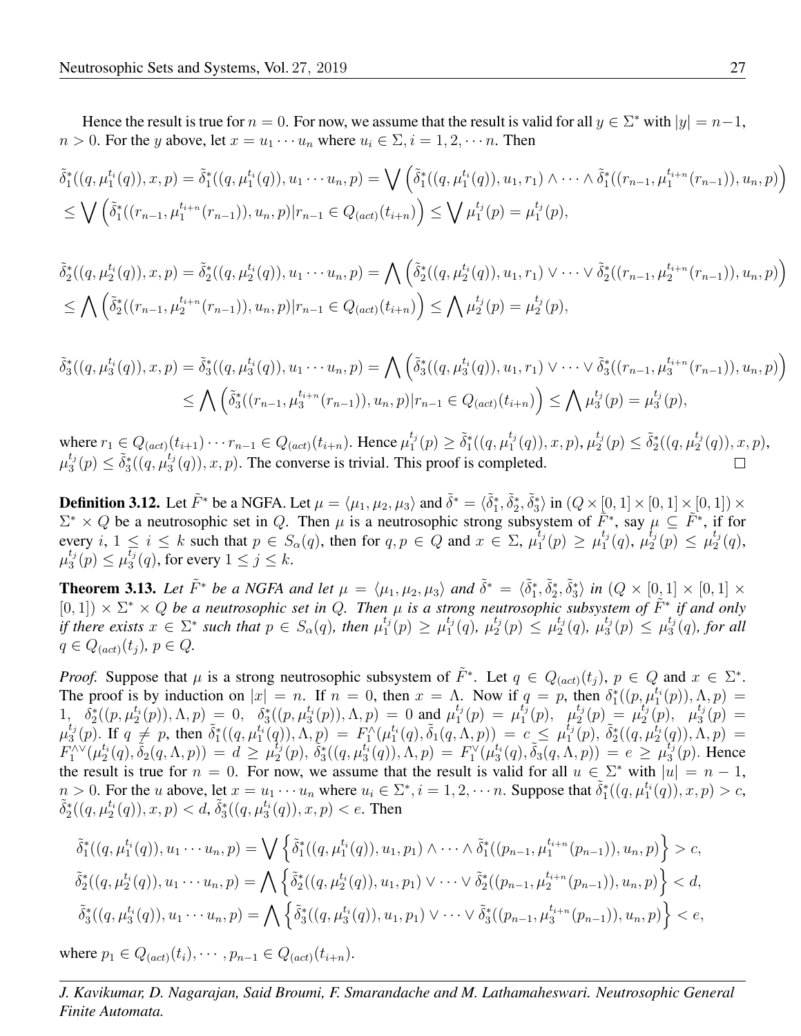Hence the result is true for $n = 0$. For now, we assume that the result is valid for all $y \in \Sigma^*$ with $|y| = n-1$, $n > 0$. For the $y$ above, let $x = u_1 \cdots u_n$ where $u_i \in \Sigma, i = 1, 2, \cdots n$. Then

$$\tilde{\delta}_1^*((q, \mu_1^{t_i}(q)), x, p) = \tilde{\delta}_1^*((q, \mu_1^{t_i}(q)), u_1 \cdots u_n, p) = \bigvee \Big( \tilde{\delta}_1^*((q, \mu_1^{t_i}(q)), u_1, r_1) \wedge \cdots \wedge \tilde{\delta}_1^*((r_{n-1}, \mu_1^{t_{i+n}}(r_{n-1})), u_n, p) \Big)$$
$$\leq \bigvee \Big( \tilde{\delta}_1^*((r_{n-1}, \mu_1^{t_{i+n}}(r_{n-1})), u_n, p) | r_{n-1} \in Q_{(act)}(t_{i+n}) \Big) \leq \bigvee \mu_1^{t_j}(p) = \mu_1^{t_j}(p),$$

$$\tilde{\delta}_2^*((q, \mu_2^{t_i}(q)), x, p) = \tilde{\delta}_2^*((q, \mu_2^{t_i}(q)), u_1 \cdots u_n, p) = \bigwedge \Big( \tilde{\delta}_2^*((q, \mu_2^{t_i}(q)), u_1, r_1) \vee \cdots \vee \tilde{\delta}_2^*((r_{n-1}, \mu_2^{t_{i+n}}(r_{n-1})), u_n, p) \Big)$$
$$\leq \bigwedge \Big( \tilde{\delta}_2^*((r_{n-1}, \mu_2^{t_{i+n}}(r_{n-1})), u_n, p) | r_{n-1} \in Q_{(act)}(t_{i+n}) \Big) \leq \bigwedge \mu_2^{t_j}(p) = \mu_2^{t_j}(p),$$

$$\tilde{\delta}_3^*((q, \mu_3^{t_i}(q)), x, p) = \tilde{\delta}_3^*((q, \mu_3^{t_i}(q)), u_1 \cdots u_n, p) = \bigwedge \Big( \tilde{\delta}_3^*((q, \mu_3^{t_i}(q)), u_1, r_1) \vee \cdots \vee \tilde{\delta}_3^*((r_{n-1}, \mu_3^{t_{i+n}}(r_{n-1})), u_n, p) \Big)$$
$$\leq \bigwedge \Big( \tilde{\delta}_3^*((r_{n-1}, \mu_3^{t_{i+n}}(r_{n-1})), u_n, p) | r_{n-1} \in Q_{(act)}(t_{i+n}) \Big) \leq \bigwedge \mu_3^{t_j}(p) = \mu_3^{t_j}(p),$$

where $r_1 \in Q_{(act)}(t_{i+1}) \cdots r_{n-1} \in Q_{(act)}(t_{i+n})$. Hence $\mu_1^{t_j}(p) \geq \tilde{\delta}_1^*((q, \mu_1^{t_j}(q)), x, p)$, $\mu_2^{t_j}(p) \leq \tilde{\delta}_2^*((q, \mu_2^{t_j}(q)), x, p)$, $\mu_3^{t_j}(p) \leq \tilde{\delta}_3^*((q, \mu_3^{t_j}(q)), x, p)$. The converse is trivial. This proof is completed. □

**Definition 3.12.** Let $\tilde{F}^*$ be a NGFA. Let $\mu = \langle \mu_1, \mu_2, \mu_3 \rangle$ and $\tilde{\delta}^* = \langle \tilde{\delta}_1^*, \tilde{\delta}_2^*, \tilde{\delta}_3^* \rangle$ in $(Q \times [0, 1] \times [0, 1] \times [0, 1]) \times \Sigma^* \times Q$ be a neutrosophic set in $Q$. Then $\mu$ is a neutrosophic strong subsystem of $\tilde{F}^*$, say $\mu \subseteq \tilde{F}^*$, if for every $i$, $1 \leq i \leq k$ such that $p \in S_\alpha(q)$, then for $q, p \in Q$ and $x \in \Sigma$, $\mu_1^{t_j}(p) \geq \mu_1^{t_j}(q)$, $\mu_2^{t_j}(p) \leq \mu_2^{t_j}(q)$, $\mu_3^{t_j}(p) \leq \mu_3^{t_j}(q)$, for every $1 \leq j \leq k$.

**Theorem 3.13.** *Let $\tilde{F}^*$ be a NGFA and let $\mu = \langle \mu_1, \mu_2, \mu_3 \rangle$ and $\tilde{\delta}^* = \langle \tilde{\delta}_1^*, \tilde{\delta}_2^*, \tilde{\delta}_3^* \rangle$ in $(Q \times [0, 1] \times [0, 1] \times [0, 1]) \times \Sigma^* \times Q$ be a neutrosophic set in $Q$. Then $\mu$ is a strong neutrosophic subsystem of $\tilde{F}^*$ if and only if there exists $x \in \Sigma^*$ such that $p \in S_\alpha(q)$, then $\mu_1^{t_j}(p) \geq \mu_1^{t_j}(q)$, $\mu_2^{t_j}(p) \leq \mu_2^{t_j}(q)$, $\mu_3^{t_j}(p) \leq \mu_3^{t_j}(q)$, for all $q \in Q_{(act)}(t_j)$, $p \in Q$.*

*Proof.* Suppose that $\mu$ is a strong neutrosophic subsystem of $\tilde{F}^*$. Let $q \in Q_{(act)}(t_j)$, $p \in Q$ and $x \in \Sigma^*$. The proof is by induction on $|x| = n$. If $n = 0$, then $x = \Lambda$. Now if $q = p$, then $\delta_1^*((p, \mu_1^{t_i}(p)), \Lambda, p) = 1$, $\delta_2^*((p, \mu_2^{t_i}(p)), \Lambda, p) = 0$, $\delta_3^*((p, \mu_3^{t_i}(p)), \Lambda, p) = 0$ and $\mu_1^{t_j}(p) = \mu_1^{t_j}(p)$, $\mu_2^{t_j}(p) = \mu_2^{t_j}(p)$, $\mu_3^{t_j}(p) = \mu_3^{t_j}(p)$. If $q \neq p$, then $\tilde{\delta}_1^*((q, \mu_1^{t_i}(q)), \Lambda, p) = F_1^{\wedge}(\mu_1^{t_i}(q), \tilde{\delta}_1(q, \Lambda, p)) = c \leq \mu_1^{t_j}(p)$, $\tilde{\delta}_2^*((q, \mu_2^{t_i}(q)), \Lambda, p) = F_1^{\wedge\vee}(\mu_2^{t_i}(q), \tilde{\delta}_2(q, \Lambda, p)) = d \geq \mu_2^{t_j}(p)$, $\tilde{\delta}_3^*((q, \mu_3^{t_i}(q)), \Lambda, p) = F_1^{\vee}(\mu_3^{t_i}(q), \tilde{\delta}_3(q, \Lambda, p)) = e \geq \mu_3^{t_j}(p)$. Hence the result is true for $n = 0$. For now, we assume that the result is valid for all $u \in \Sigma^*$ with $|u| = n - 1$, $n > 0$. For the $u$ above, let $x = u_1 \cdots u_n$ where $u_i \in \Sigma^*, i = 1, 2, \cdots n$. Suppose that $\tilde{\delta}_1^*((q, \mu_1^{t_i}(q)), x, p) > c$, $\tilde{\delta}_2^*((q, \mu_2^{t_i}(q)), x, p) < d$, $\tilde{\delta}_3^*((q, \mu_3^{t_i}(q)), x, p) < e$. Then

$$\tilde{\delta}_1^*((q, \mu_1^{t_i}(q)), u_1 \cdots u_n, p) = \bigvee \Big\{ \tilde{\delta}_1^*((q, \mu_1^{t_i}(q)), u_1, p_1) \wedge \cdots \wedge \tilde{\delta}_1^*((p_{n-1}, \mu_1^{t_{i+n}}(p_{n-1})), u_n, p) \Big\} > c,$$
$$\tilde{\delta}_2^*((q, \mu_2^{t_i}(q)), u_1 \cdots u_n, p) = \bigwedge \Big\{ \tilde{\delta}_2^*((q, \mu_2^{t_i}(q)), u_1, p_1) \vee \cdots \vee \tilde{\delta}_2^*((p_{n-1}, \mu_2^{t_{i+n}}(p_{n-1})), u_n, p) \Big\} < d,$$
$$\tilde{\delta}_3^*((q, \mu_3^{t_i}(q)), u_1 \cdots u_n, p) = \bigwedge \Big\{ \tilde{\delta}_3^*((q, \mu_3^{t_i}(q)), u_1, p_1) \vee \cdots \vee \tilde{\delta}_3^*((p_{n-1}, \mu_3^{t_{i+n}}(p_{n-1})), u_n, p) \Big\} < e,$$

where $p_1 \in Q_{(act)}(t_i), \cdots, p_{n-1} \in Q_{(act)}(t_{i+n})$.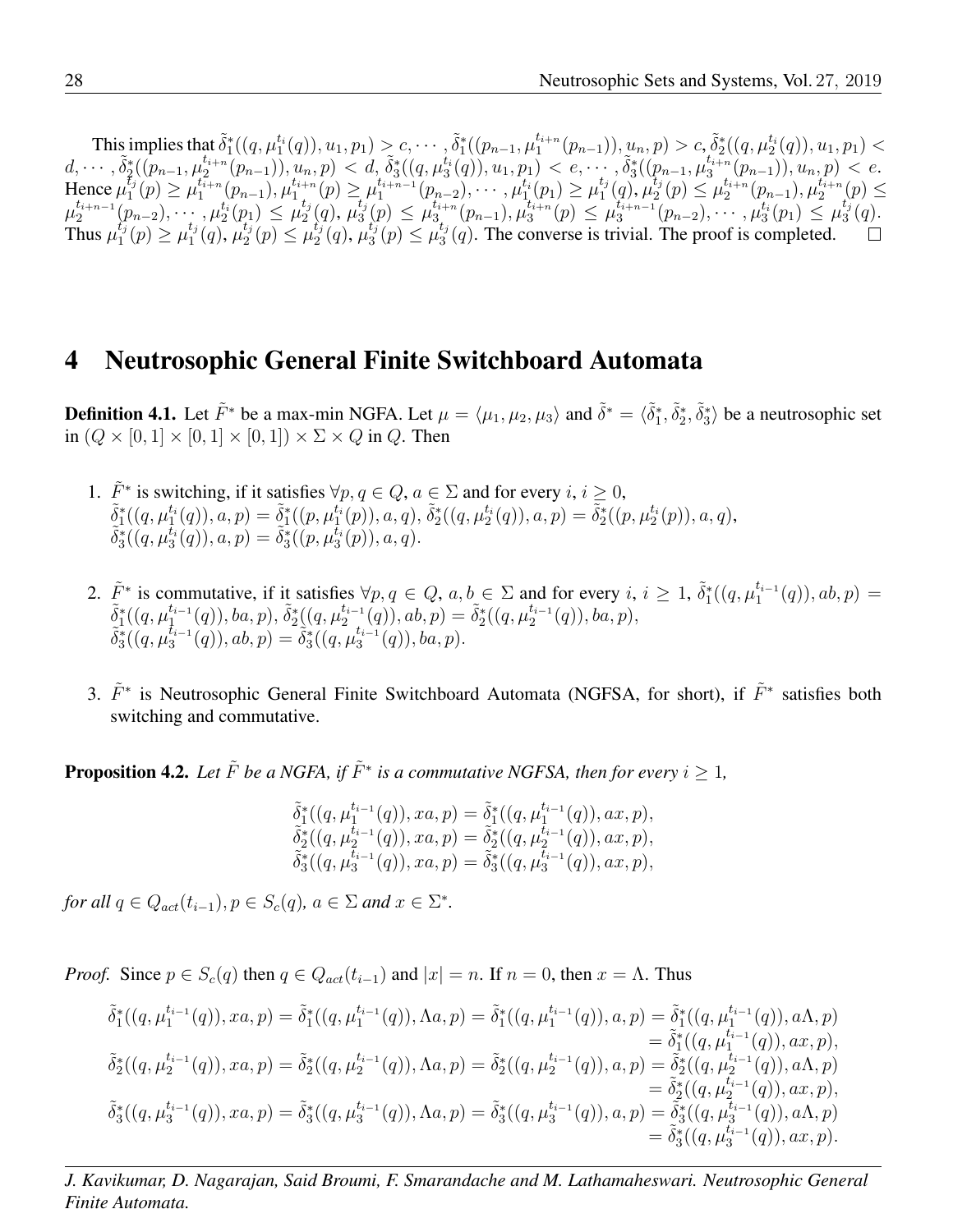This implies that $\tilde{\delta}_1^*((q, \mu_1^{t_i}(q)), u_1, p_1) > c, \cdots, \tilde{\delta}_1^*((p_{n-1}, \mu_1^{t_{i+n}}(p_{n-1})), u_n, p) > c, \tilde{\delta}_2^*((q, \mu_2^{t_i}(q)), u_1, p_1) < d, \cdots, \tilde{\delta}_2^*((p_{n-1}, \mu_2^{t_{i+n}}(p_{n-1})), u_n, p) < d, \tilde{\delta}_3^*((q, \mu_3^{t_i}(q)), u_1, p_1) < e, \cdots, \tilde{\delta}_3^*((p_{n-1}, \mu_3^{t_{i+n}}(p_{n-1})), u_n, p) < e.$ Hence $\mu_1^{t_j}(p) \geq \mu_1^{t_{i+n}}(p_{n-1}), \mu_1^{t_{i+n}}(p) \geq \mu_1^{t_{i+n-1}}(p_{n-2}), \cdots, \mu_1^{t_i}(p_1) \geq \mu_1^{t_j}(q), \mu_2^{t_j}(p) \leq \mu_2^{t_{i+n}}(p_{n-1}), \mu_2^{t_{i+n}}(p) \leq \mu_2^{t_{i+n-1}}(p_{n-2}), \cdots, \mu_2^{t_i}(p_1) \leq \mu_2^{t_j}(q), \mu_3^{t_j}(p) \leq \mu_3^{t_{i+n}}(p_{n-1}), \mu_3^{t_{i+n}}(p) \leq \mu_3^{t_{i+n-1}}(p_{n-2}), \cdots, \mu_3^{t_i}(p_1) \leq \mu_3^{t_j}(q).$ Thus $\mu_1^{t_j}(p) \geq \mu_1^{t_j}(q), \mu_2^{t_j}(p) \leq \mu_2^{t_j}(q), \mu_3^{t_j}(p) \leq \mu_3^{t_j}(q)$. The converse is trivial. The proof is completed. □

# 4 Neutrosophic General Finite Switchboard Automata

**Definition 4.1.** Let $\tilde{F}^*$ be a max-min NGFA. Let $\mu = \langle \mu_1, \mu_2, \mu_3 \rangle$ and $\tilde{\delta}^* = \langle \tilde{\delta}_1^*, \tilde{\delta}_2^*, \tilde{\delta}_3^* \rangle$ be a neutrosophic set in $(Q \times [0,1] \times [0,1] \times [0,1]) \times \Sigma \times Q$ in $Q$. Then

1. $\tilde{F}^*$ is switching, if it satisfies $\forall p, q \in Q$, $a \in \Sigma$ and for every $i$, $i \geq 0$, $\tilde{\delta}_1^*((q, \mu_1^{t_i}(q)), a, p) = \tilde{\delta}_1^*((p, \mu_1^{t_i}(p)), a, q)$, $\tilde{\delta}_2^*((q, \mu_2^{t_i}(q)), a, p) = \tilde{\delta}_2^*((p, \mu_2^{t_i}(p)), a, q)$, $\tilde{\delta}_3^*((q, \mu_3^{t_i}(q)), a, p) = \tilde{\delta}_3^*((p, \mu_3^{t_i}(p)), a, q)$.

2. $\tilde{F}^*$ is commutative, if it satisfies $\forall p, q \in Q$, $a, b \in \Sigma$ and for every $i$, $i \geq 1$, $\tilde{\delta}_1^*((q, \mu_1^{t_{i-1}}(q)), ab, p) = \tilde{\delta}_1^*((q, \mu_1^{t_{i-1}}(q)), ba, p)$, $\tilde{\delta}_2^*((q, \mu_2^{t_{i-1}}(q)), ab, p) = \tilde{\delta}_2^*((q, \mu_2^{t_{i-1}}(q)), ba, p)$, $\tilde{\delta}_3^*((q, \mu_3^{t_{i-1}}(q)), ab, p) = \tilde{\delta}_3^*((q, \mu_3^{t_{i-1}}(q)), ba, p)$.

3. $\tilde{F}^*$ is Neutrosophic General Finite Switchboard Automata (NGFSA, for short), if $\tilde{F}^*$ satisfies both switching and commutative.

**Proposition 4.2.** *Let $\tilde{F}$ be a NGFA, if $\tilde{F}^*$ is a commutative NGFSA, then for every $i \geq 1$,*

$$\tilde{\delta}_1^*((q, \mu_1^{t_{i-1}}(q)), xa, p) = \tilde{\delta}_1^*((q, \mu_1^{t_{i-1}}(q)), ax, p),$$
$$\tilde{\delta}_2^*((q, \mu_2^{t_{i-1}}(q)), xa, p) = \tilde{\delta}_2^*((q, \mu_2^{t_{i-1}}(q)), ax, p),$$
$$\tilde{\delta}_3^*((q, \mu_3^{t_{i-1}}(q)), xa, p) = \tilde{\delta}_3^*((q, \mu_3^{t_{i-1}}(q)), ax, p),$$

*for all $q \in Q_{act}(t_{i-1}), p \in S_c(q)$, $a \in \Sigma$ and $x \in \Sigma^*$.*

*Proof.* Since $p \in S_c(q)$ then $q \in Q_{act}(t_{i-1})$ and $|x| = n$. If $n = 0$, then $x = \Lambda$. Thus

$$\begin{aligned}\tilde{\delta}_1^*((q, \mu_1^{t_{i-1}}(q)), xa, p) = \tilde{\delta}_1^*((q, \mu_1^{t_{i-1}}(q)), \Lambda a, p) = \tilde{\delta}_1^*((q, \mu_1^{t_{i-1}}(q)), a, p) &= \tilde{\delta}_1^*((q, \mu_1^{t_{i-1}}(q)), a\Lambda, p) \\ &= \tilde{\delta}_1^*((q, \mu_1^{t_{i-1}}(q)), ax, p), \\ \tilde{\delta}_2^*((q, \mu_2^{t_{i-1}}(q)), xa, p) = \tilde{\delta}_2^*((q, \mu_2^{t_{i-1}}(q)), \Lambda a, p) = \tilde{\delta}_2^*((q, \mu_2^{t_{i-1}}(q)), a, p) &= \tilde{\delta}_2^*((q, \mu_2^{t_{i-1}}(q)), a\Lambda, p) \\ &= \tilde{\delta}_2^*((q, \mu_2^{t_{i-1}}(q)), ax, p), \\ \tilde{\delta}_3^*((q, \mu_3^{t_{i-1}}(q)), xa, p) = \tilde{\delta}_3^*((q, \mu_3^{t_{i-1}}(q)), \Lambda a, p) = \tilde{\delta}_3^*((q, \mu_3^{t_{i-1}}(q)), a, p) &= \tilde{\delta}_3^*((q, \mu_3^{t_{i-1}}(q)), a\Lambda, p) \\ &= \tilde{\delta}_3^*((q, \mu_3^{t_{i-1}}(q)), ax, p).\end{aligned}$$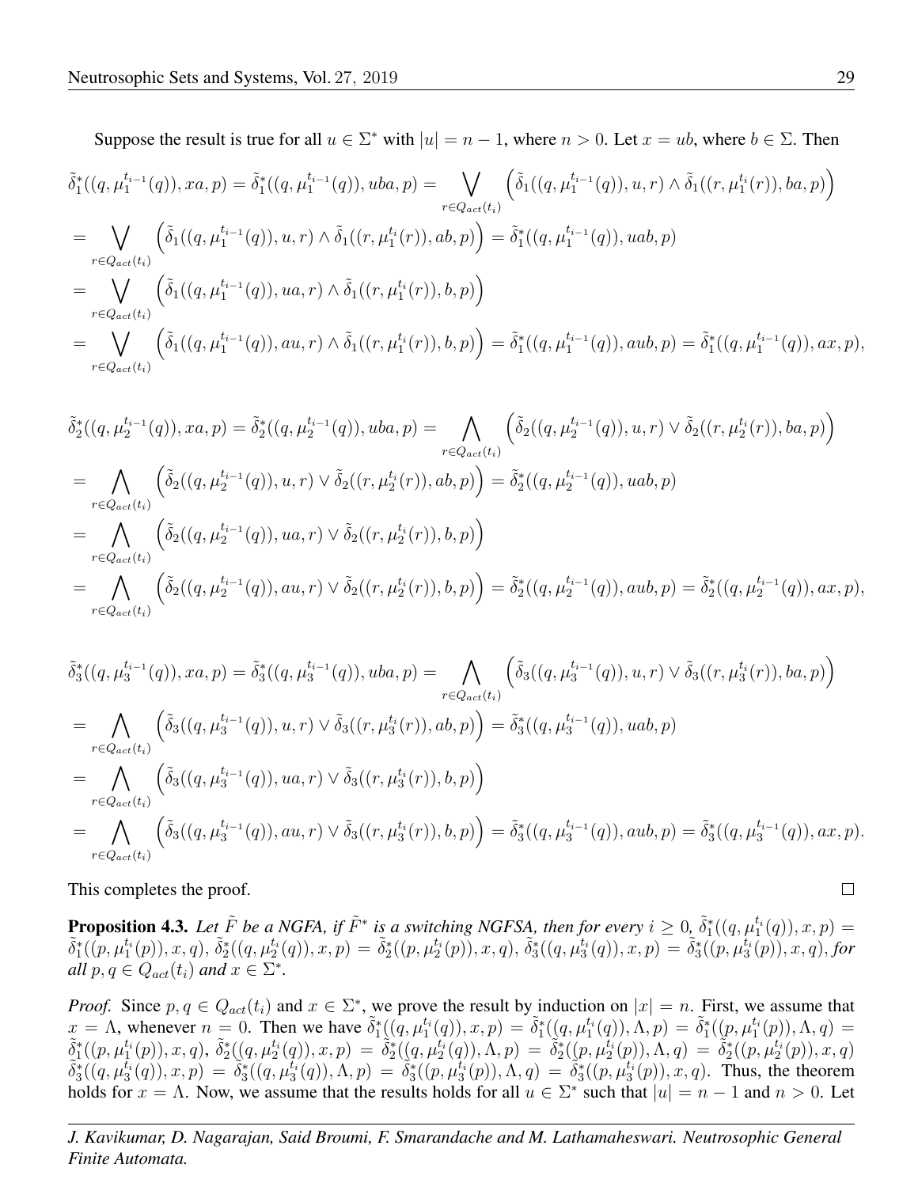Suppose the result is true for all $u \in \Sigma^*$ with $|u| = n-1$, where $n > 0$. Let $x = ub$, where $b \in \Sigma$. Then

$$
\begin{aligned}
&\tilde{\delta}_1^*((q, \mu_1^{t_{i-1}}(q)), xa, p) = \tilde{\delta}_1^*((q, \mu_1^{t_{i-1}}(q)), uba, p) = \bigvee_{r \in Q_{act}(t_i)} \Big( \tilde{\delta}_1((q, \mu_1^{t_{i-1}}(q)), u, r) \wedge \tilde{\delta}_1((r, \mu_1^{t_i}(r)), ba, p) \Big) \\
&= \bigvee_{r \in Q_{act}(t_i)} \Big( \tilde{\delta}_1((q, \mu_1^{t_{i-1}}(q)), u, r) \wedge \tilde{\delta}_1((r, \mu_1^{t_i}(r)), ab, p) \Big) = \tilde{\delta}_1^*((q, \mu_1^{t_{i-1}}(q)), uab, p) \\
&= \bigvee_{r \in Q_{act}(t_i)} \Big( \tilde{\delta}_1((q, \mu_1^{t_{i-1}}(q)), ua, r) \wedge \tilde{\delta}_1((r, \mu_1^{t_i}(r)), b, p) \Big) \\
&= \bigvee_{r \in Q_{act}(t_i)} \Big( \tilde{\delta}_1((q, \mu_1^{t_{i-1}}(q)), au, r) \wedge \tilde{\delta}_1((r, \mu_1^{t_i}(r)), b, p) \Big) = \tilde{\delta}_1^*((q, \mu_1^{t_{i-1}}(q)), aub, p) = \tilde{\delta}_1^*((q, \mu_1^{t_{i-1}}(q)), ax, p),
\end{aligned}
$$

$$
\begin{aligned}
&\tilde{\delta}_2^*((q, \mu_2^{t_{i-1}}(q)), xa, p) = \tilde{\delta}_2^*((q, \mu_2^{t_{i-1}}(q)), uba, p) = \bigwedge_{r \in Q_{act}(t_i)} \Big( \tilde{\delta}_2((q, \mu_2^{t_{i-1}}(q)), u, r) \vee \tilde{\delta}_2((r, \mu_2^{t_i}(r)), ba, p) \Big) \\
&= \bigwedge_{r \in Q_{act}(t_i)} \Big( \tilde{\delta}_2((q, \mu_2^{t_{i-1}}(q)), u, r) \vee \tilde{\delta}_2((r, \mu_2^{t_i}(r)), ab, p) \Big) = \tilde{\delta}_2^*((q, \mu_2^{t_{i-1}}(q)), uab, p) \\
&= \bigwedge_{r \in Q_{act}(t_i)} \Big( \tilde{\delta}_2((q, \mu_2^{t_{i-1}}(q)), ua, r) \vee \tilde{\delta}_2((r, \mu_2^{t_i}(r)), b, p) \Big) \\
&= \bigwedge_{r \in Q_{act}(t_i)} \Big( \tilde{\delta}_2((q, \mu_2^{t_{i-1}}(q)), au, r) \vee \tilde{\delta}_2((r, \mu_2^{t_i}(r)), b, p) \Big) = \tilde{\delta}_2^*((q, \mu_2^{t_{i-1}}(q)), aub, p) = \tilde{\delta}_2^*((q, \mu_2^{t_{i-1}}(q)), ax, p),
\end{aligned}
$$

$$
\begin{aligned}
&\tilde{\delta}_3^*((q, \mu_3^{t_{i-1}}(q)), xa, p) = \tilde{\delta}_3^*((q, \mu_3^{t_{i-1}}(q)), uba, p) = \bigwedge_{r \in Q_{act}(t_i)} \Big( \tilde{\delta}_3((q, \mu_3^{t_{i-1}}(q)), u, r) \vee \tilde{\delta}_3((r, \mu_3^{t_i}(r)), ba, p) \Big) \\
&= \bigwedge_{r \in Q_{act}(t_i)} \Big( \tilde{\delta}_3((q, \mu_3^{t_{i-1}}(q)), u, r) \vee \tilde{\delta}_3((r, \mu_3^{t_i}(r)), ab, p) \Big) = \tilde{\delta}_3^*((q, \mu_3^{t_{i-1}}(q)), uab, p) \\
&= \bigwedge_{r \in Q_{act}(t_i)} \Big( \tilde{\delta}_3((q, \mu_3^{t_{i-1}}(q)), ua, r) \vee \tilde{\delta}_3((r, \mu_3^{t_i}(r)), b, p) \Big) \\
&= \bigwedge_{r \in Q_{act}(t_i)} \Big( \tilde{\delta}_3((q, \mu_3^{t_{i-1}}(q)), au, r) \vee \tilde{\delta}_3((r, \mu_3^{t_i}(r)), b, p) \Big) = \tilde{\delta}_3^*((q, \mu_3^{t_{i-1}}(q)), aub, p) = \tilde{\delta}_3^*((q, \mu_3^{t_{i-1}}(q)), ax, p).
\end{aligned}
$$

This completes the proof. □

**Proposition 4.3.** *Let $\tilde{F}$ be a NGFA, if $\tilde{F}^*$ is a switching NGFSA, then for every $i \geq 0$, $\tilde{\delta}_1^*((q, \mu_1^{t_i}(q)), x, p) = \tilde{\delta}_1^*((p, \mu_1^{t_i}(p)), x, q)$, $\tilde{\delta}_2^*((q, \mu_2^{t_i}(q)), x, p) = \tilde{\delta}_2^*((p, \mu_2^{t_i}(p)), x, q)$, $\tilde{\delta}_3^*((q, \mu_3^{t_i}(q)), x, p) = \tilde{\delta}_3^*((p, \mu_3^{t_i}(p)), x, q)$, for all $p, q \in Q_{act}(t_i)$ and $x \in \Sigma^*$.*

*Proof.* Since $p, q \in Q_{act}(t_i)$ and $x \in \Sigma^*$, we prove the result by induction on $|x| = n$. First, we assume that $x = \Lambda$, whenever $n = 0$. Then we have $\tilde{\delta}_1^*((q, \mu_1^{t_i}(q)), x, p) = \tilde{\delta}_1^*((q, \mu_1^{t_i}(q)), \Lambda, p) = \tilde{\delta}_1^*((p, \mu_1^{t_i}(p)), \Lambda, q) = \tilde{\delta}_1^*((p, \mu_1^{t_i}(p)), x, q)$, $\tilde{\delta}_2^*((q, \mu_2^{t_i}(q)), x, p) = \tilde{\delta}_2^*((q, \mu_2^{t_i}(q)), \Lambda, p) = \tilde{\delta}_2^*((p, \mu_2^{t_i}(p)), \Lambda, q) = \tilde{\delta}_2^*((p, \mu_2^{t_i}(p)), x, q)$ $\tilde{\delta}_3^*((q, \mu_3^{t_i}(q)), x, p) = \tilde{\delta}_3^*((q, \mu_3^{t_i}(q)), \Lambda, p) = \tilde{\delta}_3^*((p, \mu_3^{t_i}(p)), \Lambda, q) = \tilde{\delta}_3^*((p, \mu_3^{t_i}(p)), x, q)$. Thus, the theorem holds for $x = \Lambda$. Now, we assume that the results holds for all $u \in \Sigma^*$ such that $|u| = n-1$ and $n > 0$. Let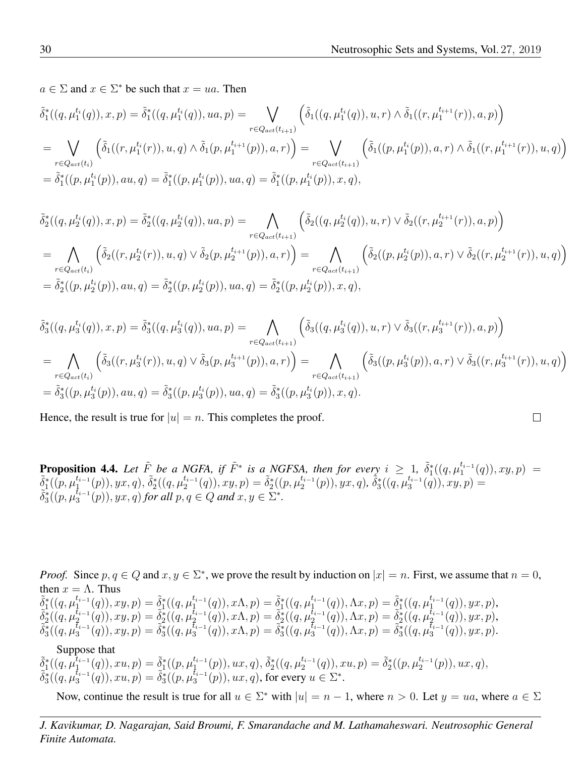$a \in \Sigma$ and $x \in \Sigma^*$ be such that $x = ua$. Then

$$\tilde{\delta}_1^*((q, \mu_1^{t_i}(q)), x, p) = \tilde{\delta}_1^*((q, \mu_1^{t_i}(q)), ua, p) = \bigvee_{r \in Q_{act}(t_{i+1})} \Big(\tilde{\delta}_1((q, \mu_1^{t_i}(q)), u, r) \wedge \tilde{\delta}_1((r, \mu_1^{t_{i+1}}(r)), a, p)\Big)$$
$$= \bigvee_{r \in Q_{act}(t_i)} \Big(\tilde{\delta}_1((r, \mu_1^{t_i}(r)), u, q) \wedge \tilde{\delta}_1(p, \mu_1^{t_{i+1}}(p)), a, r)\Big) = \bigvee_{r \in Q_{act}(t_{i+1})} \Big(\tilde{\delta}_1((p, \mu_1^{t_i}(p)), a, r) \wedge \tilde{\delta}_1((r, \mu_1^{t_{i+1}}(r)), u, q)\Big)$$
$$= \tilde{\delta}_1^*((p, \mu_1^{t_i}(p)), au, q) = \tilde{\delta}_1^*((p, \mu_1^{t_i}(p)), ua, q) = \tilde{\delta}_1^*((p, \mu_1^{t_i}(p)), x, q),$$

$$\tilde{\delta}_2^*((q, \mu_2^{t_i}(q)), x, p) = \tilde{\delta}_2^*((q, \mu_2^{t_i}(q)), ua, p) = \bigwedge_{r \in Q_{act}(t_{i+1})} \Big(\tilde{\delta}_2((q, \mu_2^{t_i}(q)), u, r) \vee \tilde{\delta}_2((r, \mu_2^{t_{i+1}}(r)), a, p)\Big)$$
$$= \bigwedge_{r \in Q_{act}(t_i)} \Big(\tilde{\delta}_2((r, \mu_2^{t_i}(r)), u, q) \vee \tilde{\delta}_2(p, \mu_2^{t_{i+1}}(p)), a, r)\Big) = \bigwedge_{r \in Q_{act}(t_{i+1})} \Big(\tilde{\delta}_2((p, \mu_2^{t_i}(p)), a, r) \vee \tilde{\delta}_2((r, \mu_2^{t_{i+1}}(r)), u, q)\Big)$$
$$= \tilde{\delta}_2^*((p, \mu_2^{t_i}(p)), au, q) = \tilde{\delta}_2^*((p, \mu_2^{t_i}(p)), ua, q) = \tilde{\delta}_2^*((p, \mu_2^{t_i}(p)), x, q),$$

$$\tilde{\delta}_3^*((q, \mu_3^{t_i}(q)), x, p) = \tilde{\delta}_3^*((q, \mu_3^{t_i}(q)), ua, p) = \bigwedge_{r \in Q_{act}(t_{i+1})} \Big(\tilde{\delta}_3((q, \mu_3^{t_i}(q)), u, r) \vee \tilde{\delta}_3((r, \mu_3^{t_{i+1}}(r)), a, p)\Big)$$
$$= \bigwedge_{r \in Q_{act}(t_i)} \Big(\tilde{\delta}_3((r, \mu_3^{t_i}(r)), u, q) \vee \tilde{\delta}_3(p, \mu_3^{t_{i+1}}(p)), a, r)\Big) = \bigwedge_{r \in Q_{act}(t_{i+1})} \Big(\tilde{\delta}_3((p, \mu_3^{t_i}(p)), a, r) \vee \tilde{\delta}_3((r, \mu_3^{t_{i+1}}(r)), u, q)\Big)$$
$$= \tilde{\delta}_3^*((p, \mu_3^{t_i}(p)), au, q) = \tilde{\delta}_3^*((p, \mu_3^{t_i}(p)), ua, q) = \tilde{\delta}_3^*((p, \mu_3^{t_i}(p)), x, q).$$

Hence, the result is true for $|u| = n$. This completes the proof. □

**Proposition 4.4.** *Let $\tilde{F}$ be a NGFA, if $\tilde{F}^*$ is a NGFSA, then for every $i \geq 1$, $\tilde{\delta}_1^*((q, \mu_1^{t_{i-1}}(q)), xy, p) = \tilde{\delta}_1^*((p, \mu_1^{t_{i-1}}(p)), yx, q)$, $\tilde{\delta}_2^*((q, \mu_2^{t_{i-1}}(q)), xy, p) = \tilde{\delta}_2^*((p, \mu_2^{t_{i-1}}(p)), yx, q)$, $\tilde{\delta}_3^*((q, \mu_3^{t_{i-1}}(q)), xy, p) = \tilde{\delta}_3^*((p, \mu_3^{t_{i-1}}(p)), yx, q)$ for all $p, q \in Q$ and $x, y \in \Sigma^*$.*

*Proof.* Since $p, q \in Q$ and $x, y \in \Sigma^*$, we prove the result by induction on $|x| = n$. First, we assume that $n = 0$, then $x = \Lambda$. Thus

$\tilde{\delta}_1^*((q, \mu_1^{t_{i-1}}(q)), xy, p) = \tilde{\delta}_1^*((q, \mu_1^{t_{i-1}}(q)), x\Lambda, p) = \tilde{\delta}_1^*((q, \mu_1^{t_{i-1}}(q)), \Lambda x, p) = \tilde{\delta}_1^*((q, \mu_1^{t_{i-1}}(q)), yx, p)$,
$\tilde{\delta}_2^*((q, \mu_2^{t_{i-1}}(q)), xy, p) = \tilde{\delta}_2^*((q, \mu_2^{t_{i-1}}(q)), x\Lambda, p) = \tilde{\delta}_2^*((q, \mu_2^{t_{i-1}}(q)), \Lambda x, p) = \tilde{\delta}_2^*((q, \mu_2^{t_{i-1}}(q)), yx, p)$,
$\tilde{\delta}_3^*((q, \mu_3^{t_{i-1}}(q)), xy, p) = \tilde{\delta}_3^*((q, \mu_3^{t_{i-1}}(q)), x\Lambda, p) = \tilde{\delta}_3^*((q, \mu_3^{t_{i-1}}(q)), \Lambda x, p) = \tilde{\delta}_3^*((q, \mu_3^{t_{i-1}}(q)), yx, p)$.

Suppose that
$\tilde{\delta}_1^*((q, \mu_1^{t_{i-1}}(q)), xu, p) = \tilde{\delta}_1^*((p, \mu_1^{t_{i-1}}(p)), ux, q)$, $\tilde{\delta}_2^*((q, \mu_2^{t_{i-1}}(q)), xu, p) = \tilde{\delta}_2^*((p, \mu_2^{t_{i-1}}(p)), ux, q)$,
$\tilde{\delta}_3^*((q, \mu_3^{t_{i-1}}(q)), xu, p) = \tilde{\delta}_3^*((p, \mu_3^{t_{i-1}}(p)), ux, q)$, for every $u \in \Sigma^*$.

Now, continue the result is true for all $u \in \Sigma^*$ with $|u| = n - 1$, where $n > 0$. Let $y = ua$, where $a \in \Sigma$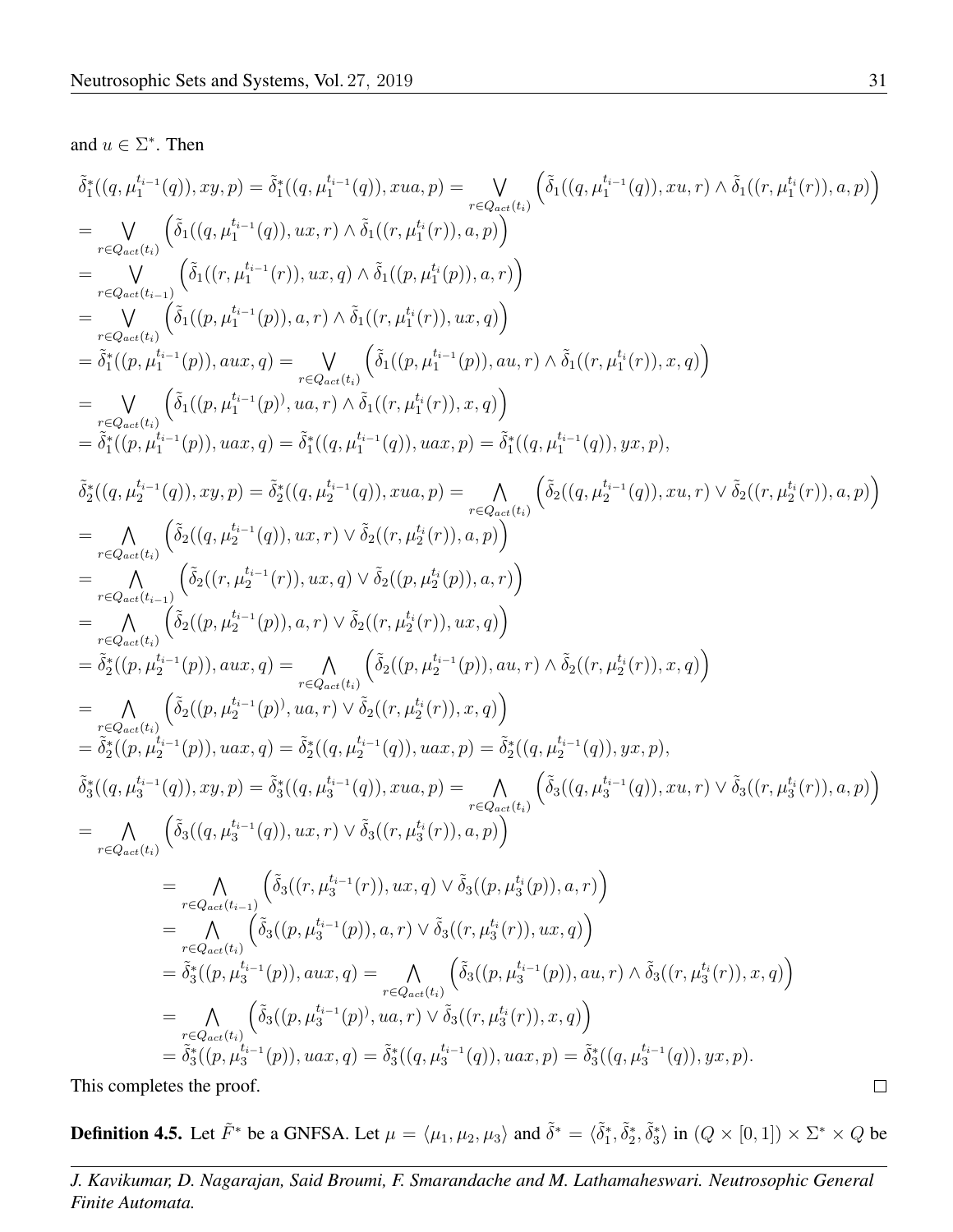and $u \in \Sigma^*$. Then

$$
\begin{aligned}
&\tilde{\delta}_1^*((q,\mu_1^{t_{i-1}}(q)),xy,p) = \tilde{\delta}_1^*((q,\mu_1^{t_{i-1}}(q)),xua,p) = \bigvee_{r\in Q_{act}(t_i)} \Big(\tilde{\delta}_1((q,\mu_1^{t_{i-1}}(q)),xu,r) \wedge \tilde{\delta}_1((r,\mu_1^{t_i}(r)),a,p)\Big) \\
&= \bigvee_{r\in Q_{act}(t_i)} \Big(\tilde{\delta}_1((q,\mu_1^{t_{i-1}}(q)),ux,r) \wedge \tilde{\delta}_1((r,\mu_1^{t_i}(r)),a,p)\Big) \\
&= \bigvee_{r\in Q_{act}(t_{i-1})} \Big(\tilde{\delta}_1((r,\mu_1^{t_{i-1}}(r)),ux,q) \wedge \tilde{\delta}_1((p,\mu_1^{t_i}(p)),a,r)\Big) \\
&= \bigvee_{r\in Q_{act}(t_i)} \Big(\tilde{\delta}_1((p,\mu_1^{t_{i-1}}(p)),a,r) \wedge \tilde{\delta}_1((r,\mu_1^{t_i}(r)),ux,q)\Big) \\
&= \tilde{\delta}_1^*((p,\mu_1^{t_{i-1}}(p)),aux,q) = \bigvee_{r\in Q_{act}(t_i)} \Big(\tilde{\delta}_1((p,\mu_1^{t_{i-1}}(p)),au,r) \wedge \tilde{\delta}_1((r,\mu_1^{t_i}(r)),x,q)\Big) \\
&= \bigvee_{r\in Q_{act}(t_i)} \Big(\tilde{\delta}_1((p,\mu_1^{t_{i-1}}(p)^{\prime},ua,r) \wedge \tilde{\delta}_1((r,\mu_1^{t_i}(r)),x,q)\Big) \\
&= \tilde{\delta}_1^*((p,\mu_1^{t_{i-1}}(p)),uax,q) = \tilde{\delta}_1^*((q,\mu_1^{t_{i-1}}(q)),uax,p) = \tilde{\delta}_1^*((q,\mu_1^{t_{i-1}}(q)),yx,p),
\end{aligned}
$$

$$
\begin{aligned}
&\tilde{\delta}_2^*((q,\mu_2^{t_{i-1}}(q)),xy,p) = \tilde{\delta}_2^*((q,\mu_2^{t_{i-1}}(q)),xua,p) = \bigwedge_{r\in Q_{act}(t_i)} \Big(\tilde{\delta}_2((q,\mu_2^{t_{i-1}}(q)),xu,r) \vee \tilde{\delta}_2((r,\mu_2^{t_i}(r)),a,p)\Big) \\
&= \bigwedge_{r\in Q_{act}(t_i)} \Big(\tilde{\delta}_2((q,\mu_2^{t_{i-1}}(q)),ux,r) \vee \tilde{\delta}_2((r,\mu_2^{t_i}(r)),a,p)\Big) \\
&= \bigwedge_{r\in Q_{act}(t_{i-1})} \Big(\tilde{\delta}_2((r,\mu_2^{t_{i-1}}(r)),ux,q) \vee \tilde{\delta}_2((p,\mu_2^{t_i}(p)),a,r)\Big) \\
&= \bigwedge_{r\in Q_{act}(t_i)} \Big(\tilde{\delta}_2((p,\mu_2^{t_{i-1}}(p)),a,r) \vee \tilde{\delta}_2((r,\mu_2^{t_i}(r)),ux,q)\Big) \\
&= \tilde{\delta}_2^*((p,\mu_2^{t_{i-1}}(p)),aux,q) = \bigwedge_{r\in Q_{act}(t_i)} \Big(\tilde{\delta}_2((p,\mu_2^{t_{i-1}}(p)),au,r) \wedge \tilde{\delta}_2((r,\mu_2^{t_i}(r)),x,q)\Big) \\
&= \bigwedge_{r\in Q_{act}(t_i)} \Big(\tilde{\delta}_2((p,\mu_2^{t_{i-1}}(p)^{\prime},ua,r) \vee \tilde{\delta}_2((r,\mu_2^{t_i}(r)),x,q)\Big) \\
&= \tilde{\delta}_2^*((p,\mu_2^{t_{i-1}}(p)),uax,q) = \tilde{\delta}_2^*((q,\mu_2^{t_{i-1}}(q)),uax,p) = \tilde{\delta}_2^*((q,\mu_2^{t_{i-1}}(q)),yx,p),
\end{aligned}
$$

$$
\begin{aligned}
&\tilde{\delta}_3^*((q,\mu_3^{t_{i-1}}(q)),xy,p) = \tilde{\delta}_3^*((q,\mu_3^{t_{i-1}}(q)),xua,p) = \bigwedge_{r\in Q_{act}(t_i)} \Big(\tilde{\delta}_3((q,\mu_3^{t_{i-1}}(q)),xu,r) \vee \tilde{\delta}_3((r,\mu_3^{t_i}(r)),a,p)\Big) \\
&= \bigwedge_{r\in Q_{act}(t_i)} \Big(\tilde{\delta}_3((q,\mu_3^{t_{i-1}}(q)),ux,r) \vee \tilde{\delta}_3((r,\mu_3^{t_i}(r)),a,p)\Big) \\
&= \bigwedge_{r\in Q_{act}(t_{i-1})} \Big(\tilde{\delta}_3((r,\mu_3^{t_{i-1}}(r)),ux,q) \vee \tilde{\delta}_3((p,\mu_3^{t_i}(p)),a,r)\Big) \\
&= \bigwedge_{r\in Q_{act}(t_i)} \Big(\tilde{\delta}_3((p,\mu_3^{t_{i-1}}(p)),a,r) \vee \tilde{\delta}_3((r,\mu_3^{t_i}(r)),ux,q)\Big) \\
&= \tilde{\delta}_3^*((p,\mu_3^{t_{i-1}}(p)),aux,q) = \bigwedge_{r\in Q_{act}(t_i)} \Big(\tilde{\delta}_3((p,\mu_3^{t_{i-1}}(p)),au,r) \wedge \tilde{\delta}_3((r,\mu_3^{t_i}(r)),x,q)\Big) \\
&= \bigwedge_{r\in Q_{act}(t_i)} \Big(\tilde{\delta}_3((p,\mu_3^{t_{i-1}}(p)^{\prime},ua,r) \vee \tilde{\delta}_3((r,\mu_3^{t_i}(r)),x,q)\Big) \\
&= \tilde{\delta}_3^*((p,\mu_3^{t_{i-1}}(p)),uax,q) = \tilde{\delta}_3^*((q,\mu_3^{t_{i-1}}(q)),uax,p) = \tilde{\delta}_3^*((q,\mu_3^{t_{i-1}}(q)),yx,p).
\end{aligned}
$$

This completes the proof. □

**Definition 4.5.** Let $\tilde{F}^*$ be a GNFSA. Let $\mu = \langle \mu_1, \mu_2, \mu_3 \rangle$ and $\tilde{\delta}^* = \langle \tilde{\delta}_1^*, \tilde{\delta}_2^*, \tilde{\delta}_3^* \rangle$ in $(Q \times [0,1]) \times \Sigma^* \times Q$ be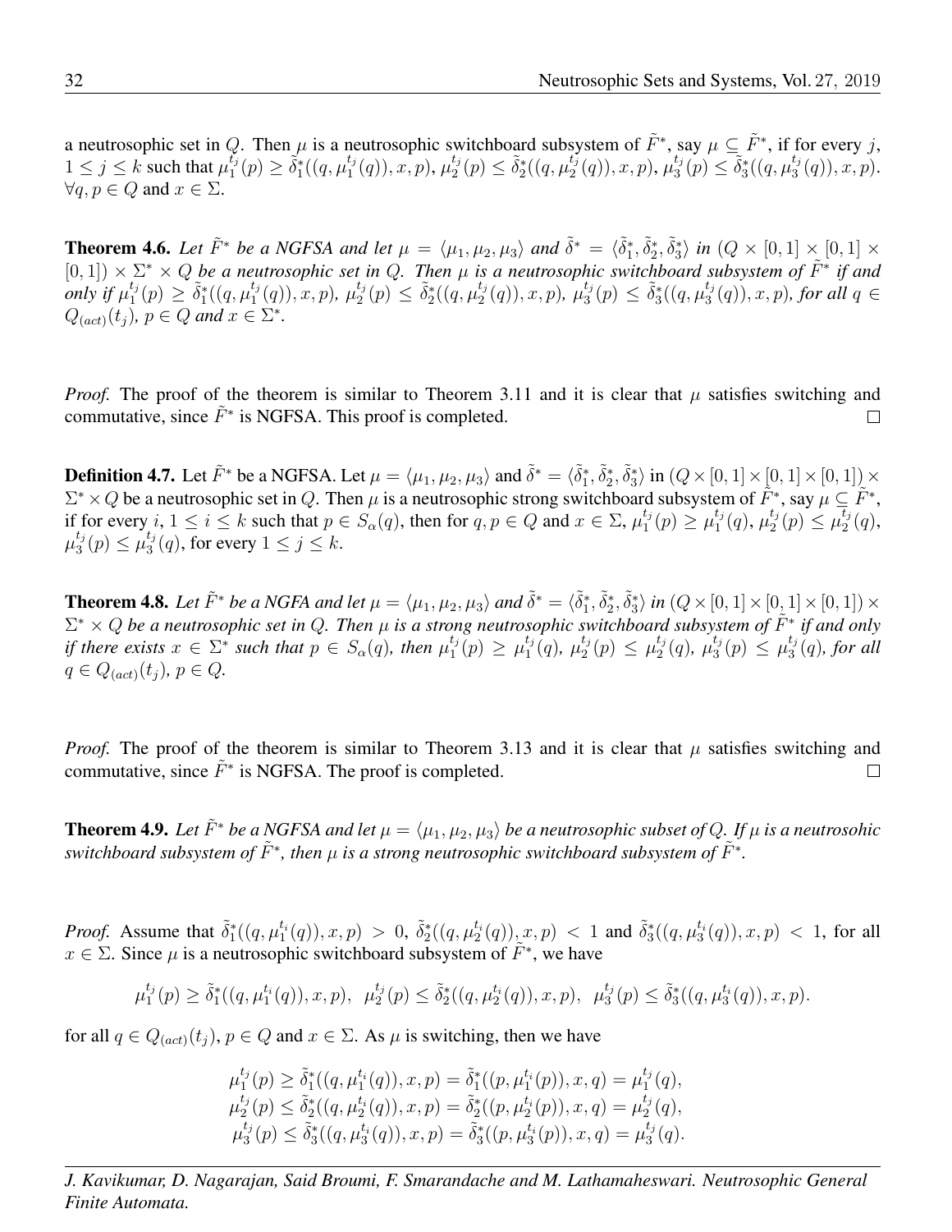a neutrosophic set in $Q$. Then $\mu$ is a neutrosophic switchboard subsystem of $\tilde{F}^*$, say $\mu \subseteq \tilde{F}^*$, if for every $j$, $1 \le j \le k$ such that $\mu_1^{t_j}(p) \ge \tilde{\delta}_1^*((q, \mu_1^{t_j}(q)), x, p)$, $\mu_2^{t_j}(p) \le \tilde{\delta}_2^*((q, \mu_2^{t_j}(q)), x, p)$, $\mu_3^{t_j}(p) \le \tilde{\delta}_3^*((q, \mu_3^{t_j}(q)), x, p)$. $\forall q, p \in Q$ and $x \in \Sigma$.

**Theorem 4.6.** *Let $\tilde{F}^*$ be a NGFSA and let $\mu = \langle \mu_1, \mu_2, \mu_3 \rangle$ and $\tilde{\delta}^* = \langle \tilde{\delta}_1^*, \tilde{\delta}_2^*, \tilde{\delta}_3^* \rangle$ in $(Q \times [0,1] \times [0,1] \times [0,1]) \times \Sigma^* \times Q$ be a neutrosophic set in $Q$. Then $\mu$ is a neutrosophic switchboard subsystem of $\tilde{F}^*$ if and only if $\mu_1^{t_j}(p) \ge \tilde{\delta}_1^*((q, \mu_1^{t_j}(q)), x, p)$, $\mu_2^{t_j}(p) \le \tilde{\delta}_2^*((q, \mu_2^{t_j}(q)), x, p)$, $\mu_3^{t_j}(p) \le \tilde{\delta}_3^*((q, \mu_3^{t_j}(q)), x, p)$, for all $q \in Q_{(act)}(t_j)$, $p \in Q$ and $x \in \Sigma^*$.*

*Proof.* The proof of the theorem is similar to Theorem 3.11 and it is clear that $\mu$ satisfies switching and commutative, since $\tilde{F}^*$ is NGFSA. This proof is completed. □

**Definition 4.7.** Let $\tilde{F}^*$ be a NGFSA. Let $\mu = \langle \mu_1, \mu_2, \mu_3 \rangle$ and $\tilde{\delta}^* = \langle \tilde{\delta}_1^*, \tilde{\delta}_2^*, \tilde{\delta}_3^* \rangle$ in $(Q \times [0,1] \times [0,1] \times [0,1]) \times \Sigma^* \times Q$ be a neutrosophic set in $Q$. Then $\mu$ is a neutrosophic strong switchboard subsystem of $\tilde{F}^*$, say $\mu \subseteq \tilde{F}^*$, if for every $i$, $1 \le i \le k$ such that $p \in S_\alpha(q)$, then for $q, p \in Q$ and $x \in \Sigma$, $\mu_1^{t_j}(p) \ge \mu_1^{t_j}(q)$, $\mu_2^{t_j}(p) \le \mu_2^{t_j}(q)$, $\mu_3^{t_j}(p) \le \mu_3^{t_j}(q)$, for every $1 \le j \le k$.

**Theorem 4.8.** *Let $\tilde{F}^*$ be a NGFA and let $\mu = \langle \mu_1, \mu_2, \mu_3 \rangle$ and $\tilde{\delta}^* = \langle \tilde{\delta}_1^*, \tilde{\delta}_2^*, \tilde{\delta}_3^* \rangle$ in $(Q \times [0,1] \times [0,1] \times [0,1]) \times \Sigma^* \times Q$ be a neutrosophic set in $Q$. Then $\mu$ is a strong neutrosophic switchboard subsystem of $\tilde{F}^*$ if and only if there exists $x \in \Sigma^*$ such that $p \in S_\alpha(q)$, then $\mu_1^{t_j}(p) \ge \mu_1^{t_j}(q)$, $\mu_2^{t_j}(p) \le \mu_2^{t_j}(q)$, $\mu_3^{t_j}(p) \le \mu_3^{t_j}(q)$, for all $q \in Q_{(act)}(t_j)$, $p \in Q$.*

*Proof.* The proof of the theorem is similar to Theorem 3.13 and it is clear that $\mu$ satisfies switching and commutative, since $\tilde{F}^*$ is NGFSA. The proof is completed. □

**Theorem 4.9.** *Let $\tilde{F}^*$ be a NGFSA and let $\mu = \langle \mu_1, \mu_2, \mu_3 \rangle$ be a neutrosophic subset of $Q$. If $\mu$ is a neutrosohic switchboard subsystem of $\tilde{F}^*$, then $\mu$ is a strong neutrosophic switchboard subsystem of $\tilde{F}^*$.*

*Proof.* Assume that $\tilde{\delta}_1^*((q, \mu_1^{t_i}(q)), x, p) > 0$, $\tilde{\delta}_2^*((q, \mu_2^{t_i}(q)), x, p) < 1$ and $\tilde{\delta}_3^*((q, \mu_3^{t_i}(q)), x, p) < 1$, for all $x \in \Sigma$. Since $\mu$ is a neutrosophic switchboard subsystem of $\tilde{F}^*$, we have

$$\mu_1^{t_j}(p) \ge \tilde{\delta}_1^*((q, \mu_1^{t_i}(q)), x, p), \;\; \mu_2^{t_j}(p) \le \tilde{\delta}_2^*((q, \mu_2^{t_i}(q)), x, p), \;\; \mu_3^{t_j}(p) \le \tilde{\delta}_3^*((q, \mu_3^{t_i}(q)), x, p).$$

for all $q \in Q_{(act)}(t_j)$, $p \in Q$ and $x \in \Sigma$. As $\mu$ is switching, then we have

$$\begin{aligned}
\mu_1^{t_j}(p) &\ge \tilde{\delta}_1^*((q, \mu_1^{t_i}(q)), x, p) = \tilde{\delta}_1^*((p, \mu_1^{t_i}(p)), x, q) = \mu_1^{t_j}(q), \\
\mu_2^{t_j}(p) &\le \tilde{\delta}_2^*((q, \mu_2^{t_i}(q)), x, p) = \tilde{\delta}_2^*((p, \mu_2^{t_i}(p)), x, q) = \mu_2^{t_j}(q), \\
\mu_3^{t_j}(p) &\le \tilde{\delta}_3^*((q, \mu_3^{t_i}(q)), x, p) = \tilde{\delta}_3^*((p, \mu_3^{t_i}(p)), x, q) = \mu_3^{t_j}(q).
\end{aligned}$$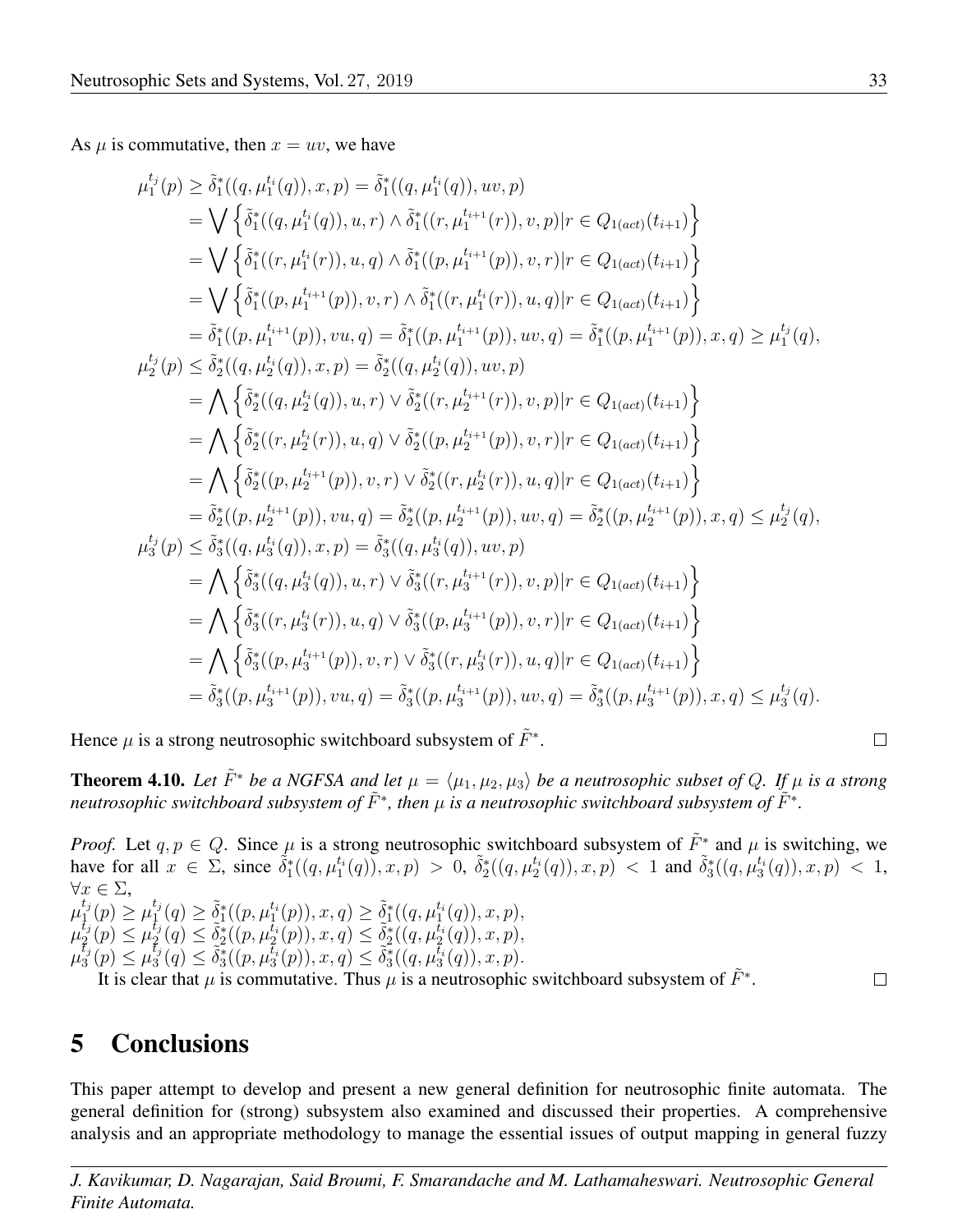As $\mu$ is commutative, then $x = uv$, we have

$$
\begin{aligned}
\mu_1^{t_j}(p) &\geq \tilde{\delta}_1^*((q, \mu_1^{t_i}(q)), x, p) = \tilde{\delta}_1^*((q, \mu_1^{t_i}(q)), uv, p) \\
&= \bigvee \left\{ \tilde{\delta}_1^*((q, \mu_1^{t_i}(q)), u, r) \wedge \tilde{\delta}_1^*((r, \mu_1^{t_{i+1}}(r)), v, p) | r \in Q_{1(act)}(t_{i+1}) \right\} \\
&= \bigvee \left\{ \tilde{\delta}_1^*((r, \mu_1^{t_i}(r)), u, q) \wedge \tilde{\delta}_1^*((p, \mu_1^{t_{i+1}}(p)), v, r) | r \in Q_{1(act)}(t_{i+1}) \right\} \\
&= \bigvee \left\{ \tilde{\delta}_1^*((p, \mu_1^{t_{i+1}}(p)), v, r) \wedge \tilde{\delta}_1^*((r, \mu_1^{t_i}(r)), u, q) | r \in Q_{1(act)}(t_{i+1}) \right\} \\
&= \tilde{\delta}_1^*((p, \mu_1^{t_{i+1}}(p)), vu, q) = \tilde{\delta}_1^*((p, \mu_1^{t_{i+1}}(p)), uv, q) = \tilde{\delta}_1^*((p, \mu_1^{t_{i+1}}(p)), x, q) \geq \mu_1^{t_j}(q), \\
\mu_2^{t_j}(p) &\leq \tilde{\delta}_2^*((q, \mu_2^{t_i}(q)), x, p) = \tilde{\delta}_2^*((q, \mu_2^{t_i}(q)), uv, p) \\
&= \bigwedge \left\{ \tilde{\delta}_2^*((q, \mu_2^{t_i}(q)), u, r) \vee \tilde{\delta}_2^*((r, \mu_2^{t_{i+1}}(r)), v, p) | r \in Q_{1(act)}(t_{i+1}) \right\} \\
&= \bigwedge \left\{ \tilde{\delta}_2^*((r, \mu_2^{t_i}(r)), u, q) \vee \tilde{\delta}_2^*((p, \mu_2^{t_{i+1}}(p)), v, r) | r \in Q_{1(act)}(t_{i+1}) \right\} \\
&= \bigwedge \left\{ \tilde{\delta}_2^*((p, \mu_2^{t_{i+1}}(p)), v, r) \vee \tilde{\delta}_2^*((r, \mu_2^{t_i}(r)), u, q) | r \in Q_{1(act)}(t_{i+1}) \right\} \\
&= \tilde{\delta}_2^*((p, \mu_2^{t_{i+1}}(p)), vu, q) = \tilde{\delta}_2^*((p, \mu_2^{t_{i+1}}(p)), uv, q) = \tilde{\delta}_2^*((p, \mu_2^{t_{i+1}}(p)), x, q) \leq \mu_2^{t_j}(q), \\
\mu_3^{t_j}(p) &\leq \tilde{\delta}_3^*((q, \mu_3^{t_i}(q)), x, p) = \tilde{\delta}_3^*((q, \mu_3^{t_i}(q)), uv, p) \\
&= \bigwedge \left\{ \tilde{\delta}_3^*((q, \mu_3^{t_i}(q)), u, r) \vee \tilde{\delta}_3^*((r, \mu_3^{t_{i+1}}(r)), v, p) | r \in Q_{1(act)}(t_{i+1}) \right\} \\
&= \bigwedge \left\{ \tilde{\delta}_3^*((r, \mu_3^{t_i}(r)), u, q) \vee \tilde{\delta}_3^*((p, \mu_3^{t_{i+1}}(p)), v, r) | r \in Q_{1(act)}(t_{i+1}) \right\} \\
&= \bigwedge \left\{ \tilde{\delta}_3^*((p, \mu_3^{t_{i+1}}(p)), v, r) \vee \tilde{\delta}_3^*((r, \mu_3^{t_i}(r)), u, q) | r \in Q_{1(act)}(t_{i+1}) \right\} \\
&= \tilde{\delta}_3^*((p, \mu_3^{t_{i+1}}(p)), vu, q) = \tilde{\delta}_3^*((p, \mu_3^{t_{i+1}}(p)), uv, q) = \tilde{\delta}_3^*((p, \mu_3^{t_{i+1}}(p)), x, q) \leq \mu_3^{t_j}(q).
\end{aligned}
$$

Hence $\mu$ is a strong neutrosophic switchboard subsystem of $\tilde{F}^*$. □

**Theorem 4.10.** *Let $\tilde{F}^*$ be a NGFSA and let $\mu = \langle \mu_1, \mu_2, \mu_3 \rangle$ be a neutrosophic subset of $Q$. If $\mu$ is a strong neutrosophic switchboard subsystem of $\tilde{F}^*$, then $\mu$ is a neutrosophic switchboard subsystem of $\tilde{F}^*$.*

*Proof.* Let $q, p \in Q$. Since $\mu$ is a strong neutrosophic switchboard subsystem of $\tilde{F}^*$ and $\mu$ is switching, we have for all $x \in \Sigma$, since $\tilde{\delta}_1^*((q, \mu_1^{t_i}(q)), x, p) > 0$, $\tilde{\delta}_2^*((q, \mu_2^{t_i}(q)), x, p) < 1$ and $\tilde{\delta}_3^*((q, \mu_3^{t_i}(q)), x, p) < 1$, $\forall x \in \Sigma$,

$\mu_1^{t_j}(p) \geq \mu_1^{t_j}(q) \geq \tilde{\delta}_1^*((p, \mu_1^{t_i}(p)), x, q) \geq \tilde{\delta}_1^*((q, \mu_1^{t_i}(q)), x, p)$,
$\mu_2^{t_j}(p) \leq \mu_2^{t_j}(q) \leq \tilde{\delta}_2^*((p, \mu_2^{t_i}(p)), x, q) \leq \tilde{\delta}_2^*((q, \mu_2^{t_i}(q)), x, p)$,
$\mu_3^{t_j}(p) \leq \mu_3^{t_j}(q) \leq \tilde{\delta}_3^*((p, \mu_3^{t_i}(p)), x, q) \leq \tilde{\delta}_3^*((q, \mu_3^{t_i}(q)), x, p)$.

It is clear that $\mu$ is commutative. Thus $\mu$ is a neutrosophic switchboard subsystem of $\tilde{F}^*$. □

# 5 Conclusions

This paper attempt to develop and present a new general definition for neutrosophic finite automata. The general definition for (strong) subsystem also examined and discussed their properties. A comprehensive analysis and an appropriate methodology to manage the essential issues of output mapping in general fuzzy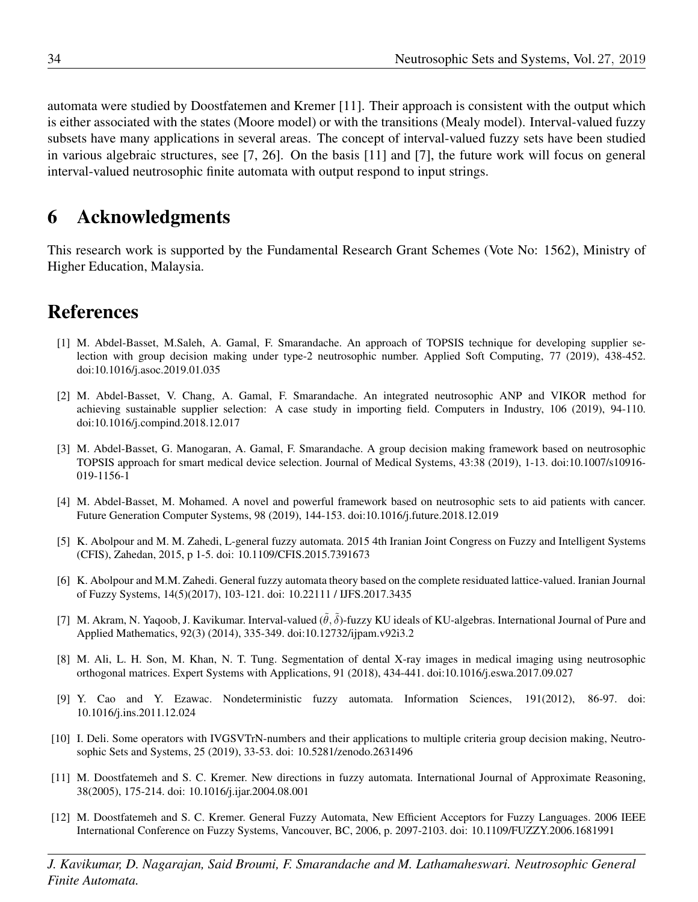automata were studied by Doostfatemen and Kremer [11]. Their approach is consistent with the output which is either associated with the states (Moore model) or with the transitions (Mealy model). Interval-valued fuzzy subsets have many applications in several areas. The concept of interval-valued fuzzy sets have been studied in various algebraic structures, see [7, 26]. On the basis [11] and [7], the future work will focus on general interval-valued neutrosophic finite automata with output respond to input strings.

# 6 Acknowledgments

This research work is supported by the Fundamental Research Grant Schemes (Vote No: 1562), Ministry of Higher Education, Malaysia.

# References

[1] M. Abdel-Basset, M.Saleh, A. Gamal, F. Smarandache. An approach of TOPSIS technique for developing supplier selection with group decision making under type-2 neutrosophic number. Applied Soft Computing, 77 (2019), 438-452. doi:10.1016/j.asoc.2019.01.035

[2] M. Abdel-Basset, V. Chang, A. Gamal, F. Smarandache. An integrated neutrosophic ANP and VIKOR method for achieving sustainable supplier selection: A case study in importing field. Computers in Industry, 106 (2019), 94-110. doi:10.1016/j.compind.2018.12.017

[3] M. Abdel-Basset, G. Manogaran, A. Gamal, F. Smarandache. A group decision making framework based on neutrosophic TOPSIS approach for smart medical device selection. Journal of Medical Systems, 43:38 (2019), 1-13. doi:10.1007/s10916-019-1156-1

[4] M. Abdel-Basset, M. Mohamed. A novel and powerful framework based on neutrosophic sets to aid patients with cancer. Future Generation Computer Systems, 98 (2019), 144-153. doi:10.1016/j.future.2018.12.019

[5] K. Abolpour and M. M. Zahedi, L-general fuzzy automata. 2015 4th Iranian Joint Congress on Fuzzy and Intelligent Systems (CFIS), Zahedan, 2015, p 1-5. doi: 10.1109/CFIS.2015.7391673

[6] K. Abolpour and M.M. Zahedi. General fuzzy automata theory based on the complete residuated lattice-valued. Iranian Journal of Fuzzy Systems, 14(5)(2017), 103-121. doi: 10.22111 / IJFS.2017.3435

[7] M. Akram, N. Yaqoob, J. Kavikumar. Interval-valued $(\tilde{\theta}, \tilde{\delta})$-fuzzy KU ideals of KU-algebras. International Journal of Pure and Applied Mathematics, 92(3) (2014), 335-349. doi:10.12732/ijpam.v92i3.2

[8] M. Ali, L. H. Son, M. Khan, N. T. Tung. Segmentation of dental X-ray images in medical imaging using neutrosophic orthogonal matrices. Expert Systems with Applications, 91 (2018), 434-441. doi:10.1016/j.eswa.2017.09.027

[9] Y. Cao and Y. Ezawac. Nondeterministic fuzzy automata. Information Sciences, 191(2012), 86-97. doi: 10.1016/j.ins.2011.12.024

[10] I. Deli. Some operators with IVGSVTrN-numbers and their applications to multiple criteria group decision making, Neutrosophic Sets and Systems, 25 (2019), 33-53. doi: 10.5281/zenodo.2631496

[11] M. Doostfatemeh and S. C. Kremer. New directions in fuzzy automata. International Journal of Approximate Reasoning, 38(2005), 175-214. doi: 10.1016/j.ijar.2004.08.001

[12] M. Doostfatemeh and S. C. Kremer. General Fuzzy Automata, New Efficient Acceptors for Fuzzy Languages. 2006 IEEE International Conference on Fuzzy Systems, Vancouver, BC, 2006, p. 2097-2103. doi: 10.1109/FUZZY.2006.1681991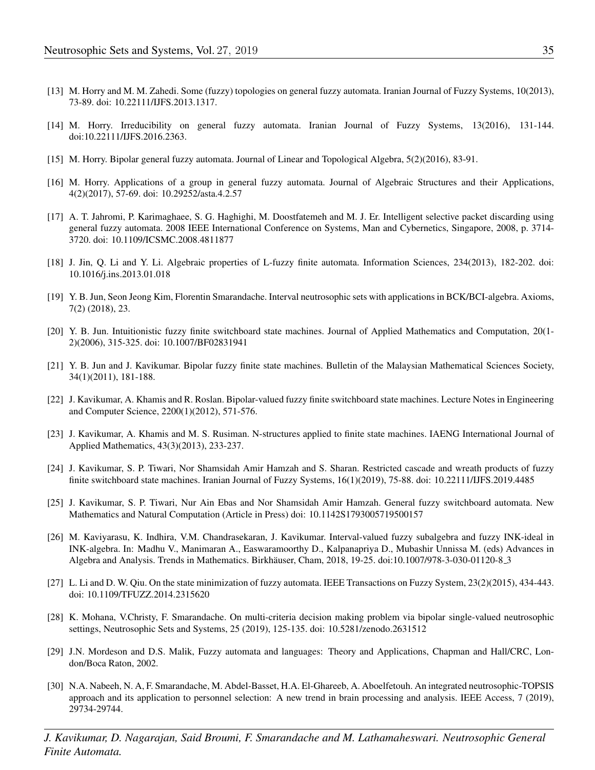[13] M. Horry and M. M. Zahedi. Some (fuzzy) topologies on general fuzzy automata. Iranian Journal of Fuzzy Systems, 10(2013), 73-89. doi: 10.22111/IJFS.2013.1317.

[14] M. Horry. Irreducibility on general fuzzy automata. Iranian Journal of Fuzzy Systems, 13(2016), 131-144. doi:10.22111/IJFS.2016.2363.

[15] M. Horry. Bipolar general fuzzy automata. Journal of Linear and Topological Algebra, 5(2)(2016), 83-91.

[16] M. Horry. Applications of a group in general fuzzy automata. Journal of Algebraic Structures and their Applications, 4(2)(2017), 57-69. doi: 10.29252/asta.4.2.57

[17] A. T. Jahromi, P. Karimaghaee, S. G. Haghighi, M. Doostfatemeh and M. J. Er. Intelligent selective packet discarding using general fuzzy automata. 2008 IEEE International Conference on Systems, Man and Cybernetics, Singapore, 2008, p. 3714-3720. doi: 10.1109/ICSMC.2008.4811877

[18] J. Jin, Q. Li and Y. Li. Algebraic properties of L-fuzzy finite automata. Information Sciences, 234(2013), 182-202. doi: 10.1016/j.ins.2013.01.018

[19] Y. B. Jun, Seon Jeong Kim, Florentin Smarandache. Interval neutrosophic sets with applications in BCK/BCI-algebra. Axioms, 7(2) (2018), 23.

[20] Y. B. Jun. Intuitionistic fuzzy finite switchboard state machines. Journal of Applied Mathematics and Computation, 20(1-2)(2006), 315-325. doi: 10.1007/BF02831941

[21] Y. B. Jun and J. Kavikumar. Bipolar fuzzy finite state machines. Bulletin of the Malaysian Mathematical Sciences Society, 34(1)(2011), 181-188.

[22] J. Kavikumar, A. Khamis and R. Roslan. Bipolar-valued fuzzy finite switchboard state machines. Lecture Notes in Engineering and Computer Science, 2200(1)(2012), 571-576.

[23] J. Kavikumar, A. Khamis and M. S. Rusiman. N-structures applied to finite state machines. IAENG International Journal of Applied Mathematics, 43(3)(2013), 233-237.

[24] J. Kavikumar, S. P. Tiwari, Nor Shamsidah Amir Hamzah and S. Sharan. Restricted cascade and wreath products of fuzzy finite switchboard state machines. Iranian Journal of Fuzzy Systems, 16(1)(2019), 75-88. doi: 10.22111/IJFS.2019.4485

[25] J. Kavikumar, S. P. Tiwari, Nur Ain Ebas and Nor Shamsidah Amir Hamzah. General fuzzy switchboard automata. New Mathematics and Natural Computation (Article in Press) doi: 10.1142S1793005719500157

[26] M. Kaviyarasu, K. Indhira, V.M. Chandrasekaran, J. Kavikumar. Interval-valued fuzzy subalgebra and fuzzy INK-ideal in INK-algebra. In: Madhu V., Manimaran A., Easwaramoorthy D., Kalpanapriya D., Mubashir Unnissa M. (eds) Advances in Algebra and Analysis. Trends in Mathematics. Birkhäuser, Cham, 2018, 19-25. doi:10.1007/978-3-030-01120-8_3

[27] L. Li and D. W. Qiu. On the state minimization of fuzzy automata. IEEE Transactions on Fuzzy System, 23(2)(2015), 434-443. doi: 10.1109/TFUZZ.2014.2315620

[28] K. Mohana, V.Christy, F. Smarandache. On multi-criteria decision making problem via bipolar single-valued neutrosophic settings, Neutrosophic Sets and Systems, 25 (2019), 125-135. doi: 10.5281/zenodo.2631512

[29] J.N. Mordeson and D.S. Malik, Fuzzy automata and languages: Theory and Applications, Chapman and Hall/CRC, London/Boca Raton, 2002.

[30] N.A. Nabeeh, N. A, F. Smarandache, M. Abdel-Basset, H.A. El-Ghareeb, A. Aboelfetouh. An integrated neutrosophic-TOPSIS approach and its application to personnel selection: A new trend in brain processing and analysis. IEEE Access, 7 (2019), 29734-29744.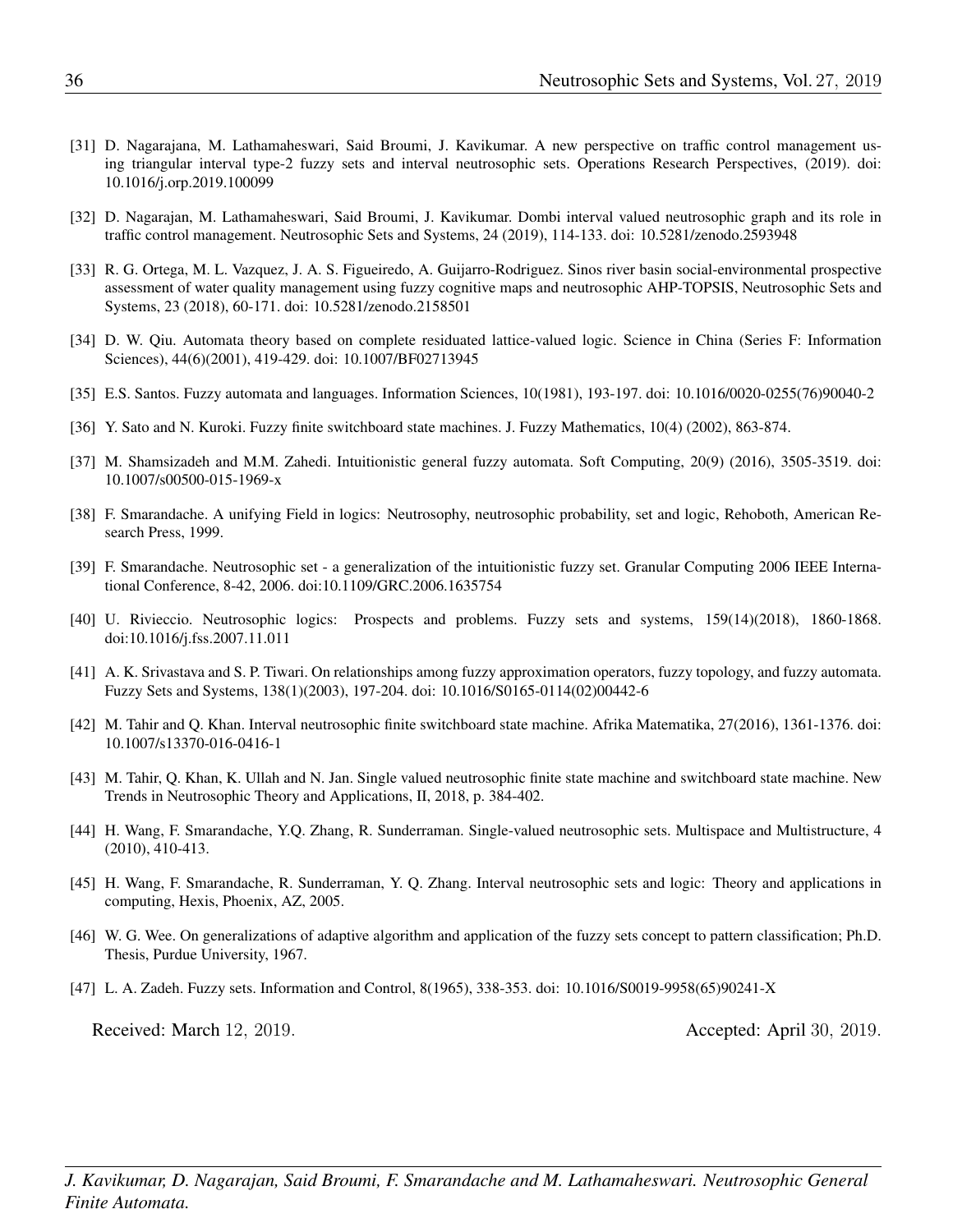[31] D. Nagarajana, M. Lathamaheswari, Said Broumi, J. Kavikumar. A new perspective on traffic control management using triangular interval type-2 fuzzy sets and interval neutrosophic sets. Operations Research Perspectives, (2019). doi: 10.1016/j.orp.2019.100099

[32] D. Nagarajan, M. Lathamaheswari, Said Broumi, J. Kavikumar. Dombi interval valued neutrosophic graph and its role in traffic control management. Neutrosophic Sets and Systems, 24 (2019), 114-133. doi: 10.5281/zenodo.2593948

[33] R. G. Ortega, M. L. Vazquez, J. A. S. Figueiredo, A. Guijarro-Rodriguez. Sinos river basin social-environmental prospective assessment of water quality management using fuzzy cognitive maps and neutrosophic AHP-TOPSIS, Neutrosophic Sets and Systems, 23 (2018), 60-171. doi: 10.5281/zenodo.2158501

[34] D. W. Qiu. Automata theory based on complete residuated lattice-valued logic. Science in China (Series F: Information Sciences), 44(6)(2001), 419-429. doi: 10.1007/BF02713945

[35] E.S. Santos. Fuzzy automata and languages. Information Sciences, 10(1981), 193-197. doi: 10.1016/0020-0255(76)90040-2

[36] Y. Sato and N. Kuroki. Fuzzy finite switchboard state machines. J. Fuzzy Mathematics, 10(4) (2002), 863-874.

[37] M. Shamsizadeh and M.M. Zahedi. Intuitionistic general fuzzy automata. Soft Computing, 20(9) (2016), 3505-3519. doi: 10.1007/s00500-015-1969-x

[38] F. Smarandache. A unifying Field in logics: Neutrosophy, neutrosophic probability, set and logic, Rehoboth, American Research Press, 1999.

[39] F. Smarandache. Neutrosophic set - a generalization of the intuitionistic fuzzy set. Granular Computing 2006 IEEE International Conference, 8-42, 2006. doi:10.1109/GRC.2006.1635754

[40] U. Rivieccio. Neutrosophic logics: Prospects and problems. Fuzzy sets and systems, 159(14)(2018), 1860-1868. doi:10.1016/j.fss.2007.11.011

[41] A. K. Srivastava and S. P. Tiwari. On relationships among fuzzy approximation operators, fuzzy topology, and fuzzy automata. Fuzzy Sets and Systems, 138(1)(2003), 197-204. doi: 10.1016/S0165-0114(02)00442-6

[42] M. Tahir and Q. Khan. Interval neutrosophic finite switchboard state machine. Afrika Matematika, 27(2016), 1361-1376. doi: 10.1007/s13370-016-0416-1

[43] M. Tahir, Q. Khan, K. Ullah and N. Jan. Single valued neutrosophic finite state machine and switchboard state machine. New Trends in Neutrosophic Theory and Applications, II, 2018, p. 384-402.

[44] H. Wang, F. Smarandache, Y.Q. Zhang, R. Sunderraman. Single-valued neutrosophic sets. Multispace and Multistructure, 4 (2010), 410-413.

[45] H. Wang, F. Smarandache, R. Sunderraman, Y. Q. Zhang. Interval neutrosophic sets and logic: Theory and applications in computing, Hexis, Phoenix, AZ, 2005.

[46] W. G. Wee. On generalizations of adaptive algorithm and application of the fuzzy sets concept to pattern classification; Ph.D. Thesis, Purdue University, 1967.

[47] L. A. Zadeh. Fuzzy sets. Information and Control, 8(1965), 338-353. doi: 10.1016/S0019-9958(65)90241-X

Received: March 12, 2019. Accepted: April 30, 2019.